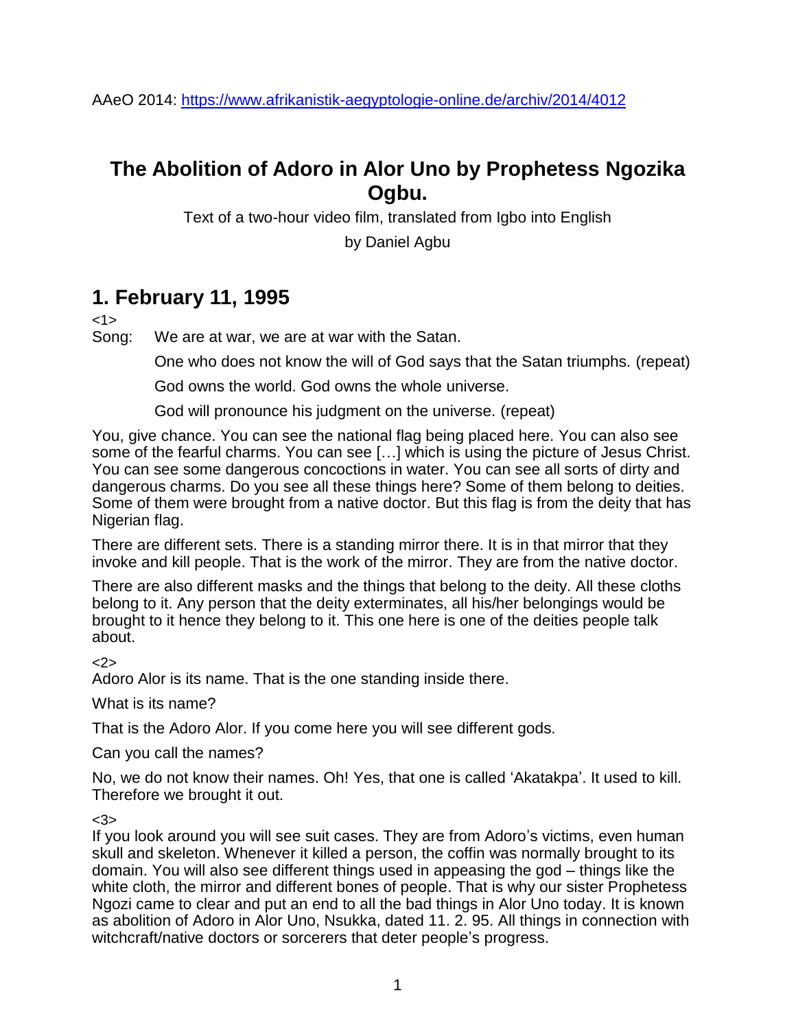AAeO 2014: https://www.afrikanistik-aegyptologie-online.de/archiv/2014/4012

# The Abolition of Adoro in Alor Uno by Prophetess Ngozika Ogbu.

Text of a two-hour video film, translated from Igbo into English

by Daniel Agbu

## 1. February 11, 1995

<1>

Song: We are at war, we are at war with the Satan.

One who does not know the will of God says that the Satan triumphs. (repeat)

God owns the world. God owns the whole universe.

God will pronounce his judgment on the universe. (repeat)

You, give chance. You can see the national flag being placed here. You can also see some of the fearful charms. You can see […] which is using the picture of Jesus Christ. You can see some dangerous concoctions in water. You can see all sorts of dirty and dangerous charms. Do you see all these things here? Some of them belong to deities. Some of them were brought from a native doctor. But this flag is from the deity that has Nigerian flag.

There are different sets. There is a standing mirror there. It is in that mirror that they invoke and kill people. That is the work of the mirror. They are from the native doctor.

There are also different masks and the things that belong to the deity. All these cloths belong to it. Any person that the deity exterminates, all his/her belongings would be brought to it hence they belong to it. This one here is one of the deities people talk about.

<2>

Adoro Alor is its name. That is the one standing inside there.

What is its name?

That is the Adoro Alor. If you come here you will see different gods.

Can you call the names?

No, we do not know their names. Oh! Yes, that one is called 'Akatakpa'. It used to kill. Therefore we brought it out.

<3>

If you look around you will see suit cases. They are from Adoro's victims, even human skull and skeleton. Whenever it killed a person, the coffin was normally brought to its domain. You will also see different things used in appeasing the god – things like the white cloth, the mirror and different bones of people. That is why our sister Prophetess Ngozi came to clear and put an end to all the bad things in Alor Uno today. It is known as abolition of Adoro in Alor Uno, Nsukka, dated 11. 2. 95. All things in connection with witchcraft/native doctors or sorcerers that deter people's progress.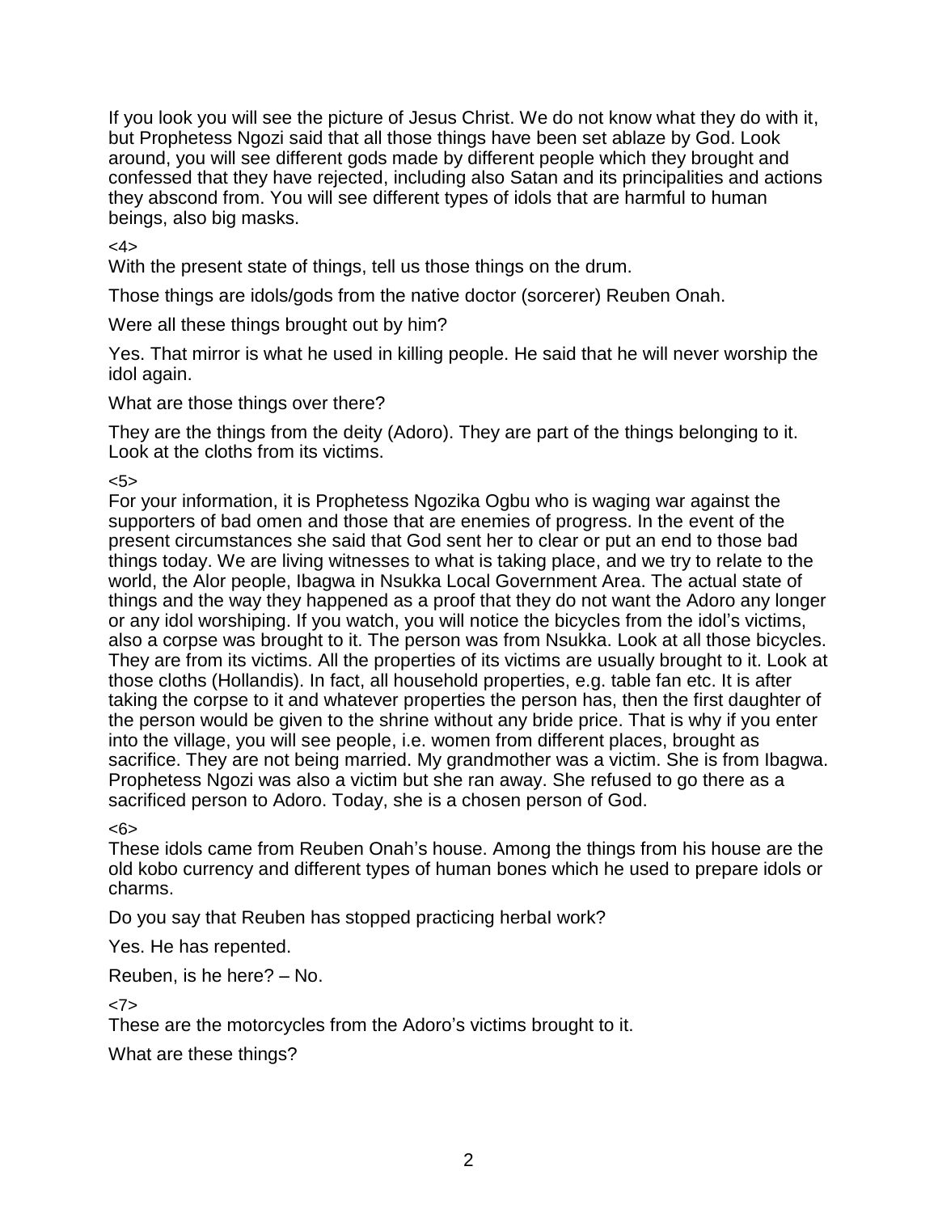If you look you will see the picture of Jesus Christ. We do not know what they do with it, but Prophetess Ngozi said that all those things have been set ablaze by God. Look around, you will see different gods made by different people which they brought and confessed that they have rejected, including also Satan and its principalities and actions they abscond from. You will see different types of idols that are harmful to human beings, also big masks.

<4>

With the present state of things, tell us those things on the drum.

Those things are idols/gods from the native doctor (sorcerer) Reuben Onah.

Were all these things brought out by him?

Yes. That mirror is what he used in killing people. He said that he will never worship the idol again.

What are those things over there?

They are the things from the deity (Adoro). They are part of the things belonging to it. Look at the cloths from its victims.

<5>

For your information, it is Prophetess Ngozika Ogbu who is waging war against the supporters of bad omen and those that are enemies of progress. In the event of the present circumstances she said that God sent her to clear or put an end to those bad things today. We are living witnesses to what is taking place, and we try to relate to the world, the Alor people, Ibagwa in Nsukka Local Government Area. The actual state of things and the way they happened as a proof that they do not want the Adoro any longer or any idol worshiping. If you watch, you will notice the bicycles from the idol's victims, also a corpse was brought to it. The person was from Nsukka. Look at all those bicycles. They are from its victims. All the properties of its victims are usually brought to it. Look at those cloths (Hollandis). In fact, all household properties, e.g. table fan etc. It is after taking the corpse to it and whatever properties the person has, then the first daughter of the person would be given to the shrine without any bride price. That is why if you enter into the village, you will see people, i.e. women from different places, brought as sacrifice. They are not being married. My grandmother was a victim. She is from Ibagwa. Prophetess Ngozi was also a victim but she ran away. She refused to go there as a sacrificed person to Adoro. Today, she is a chosen person of God.

<6>

These idols came from Reuben Onah's house. Among the things from his house are the old kobo currency and different types of human bones which he used to prepare idols or charms.

Do you say that Reuben has stopped practicing herbal work?

Yes. He has repented.

Reuben, is he here? – No.

<7>

These are the motorcycles from the Adoro's victims brought to it.

What are these things?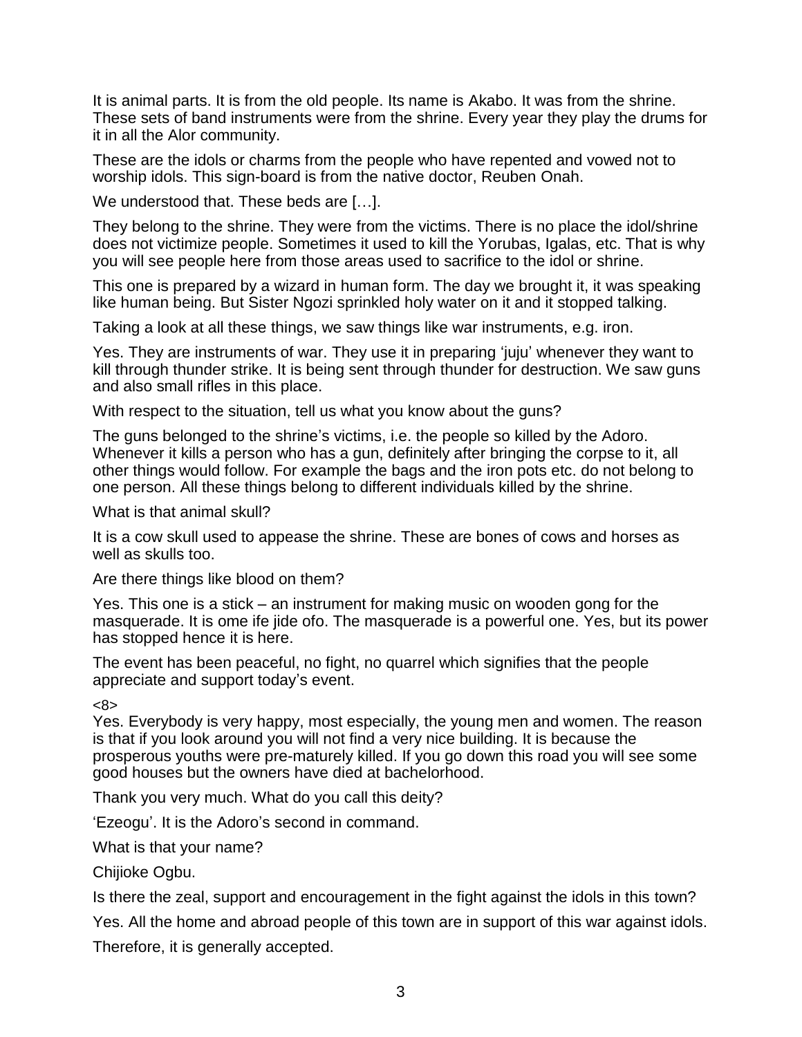It is animal parts. It is from the old people. Its name is Akabo. It was from the shrine. These sets of band instruments were from the shrine. Every year they play the drums for it in all the Alor community.

These are the idols or charms from the people who have repented and vowed not to worship idols. This sign-board is from the native doctor, Reuben Onah.

We understood that. These beds are […].

They belong to the shrine. They were from the victims. There is no place the idol/shrine does not victimize people. Sometimes it used to kill the Yorubas, Igalas, etc. That is why you will see people here from those areas used to sacrifice to the idol or shrine.

This one is prepared by a wizard in human form. The day we brought it, it was speaking like human being. But Sister Ngozi sprinkled holy water on it and it stopped talking.

Taking a look at all these things, we saw things like war instruments, e.g. iron.

Yes. They are instruments of war. They use it in preparing 'juju' whenever they want to kill through thunder strike. It is being sent through thunder for destruction. We saw guns and also small rifles in this place.

With respect to the situation, tell us what you know about the guns?

The guns belonged to the shrine's victims, i.e. the people so killed by the Adoro. Whenever it kills a person who has a gun, definitely after bringing the corpse to it, all other things would follow. For example the bags and the iron pots etc. do not belong to one person. All these things belong to different individuals killed by the shrine.

What is that animal skull?

It is a cow skull used to appease the shrine. These are bones of cows and horses as well as skulls too.

Are there things like blood on them?

Yes. This one is a stick – an instrument for making music on wooden gong for the masquerade. It is ome ife jide ofo. The masquerade is a powerful one. Yes, but its power has stopped hence it is here.

The event has been peaceful, no fight, no quarrel which signifies that the people appreciate and support today's event.

<8>
Yes. Everybody is very happy, most especially, the young men and women. The reason is that if you look around you will not find a very nice building. It is because the prosperous youths were pre-maturely killed. If you go down this road you will see some good houses but the owners have died at bachelorhood.

Thank you very much. What do you call this deity?

'Ezeogu'. It is the Adoro's second in command.

What is that your name?

Chijioke Ogbu.

Is there the zeal, support and encouragement in the fight against the idols in this town?

Yes. All the home and abroad people of this town are in support of this war against idols.

Therefore, it is generally accepted.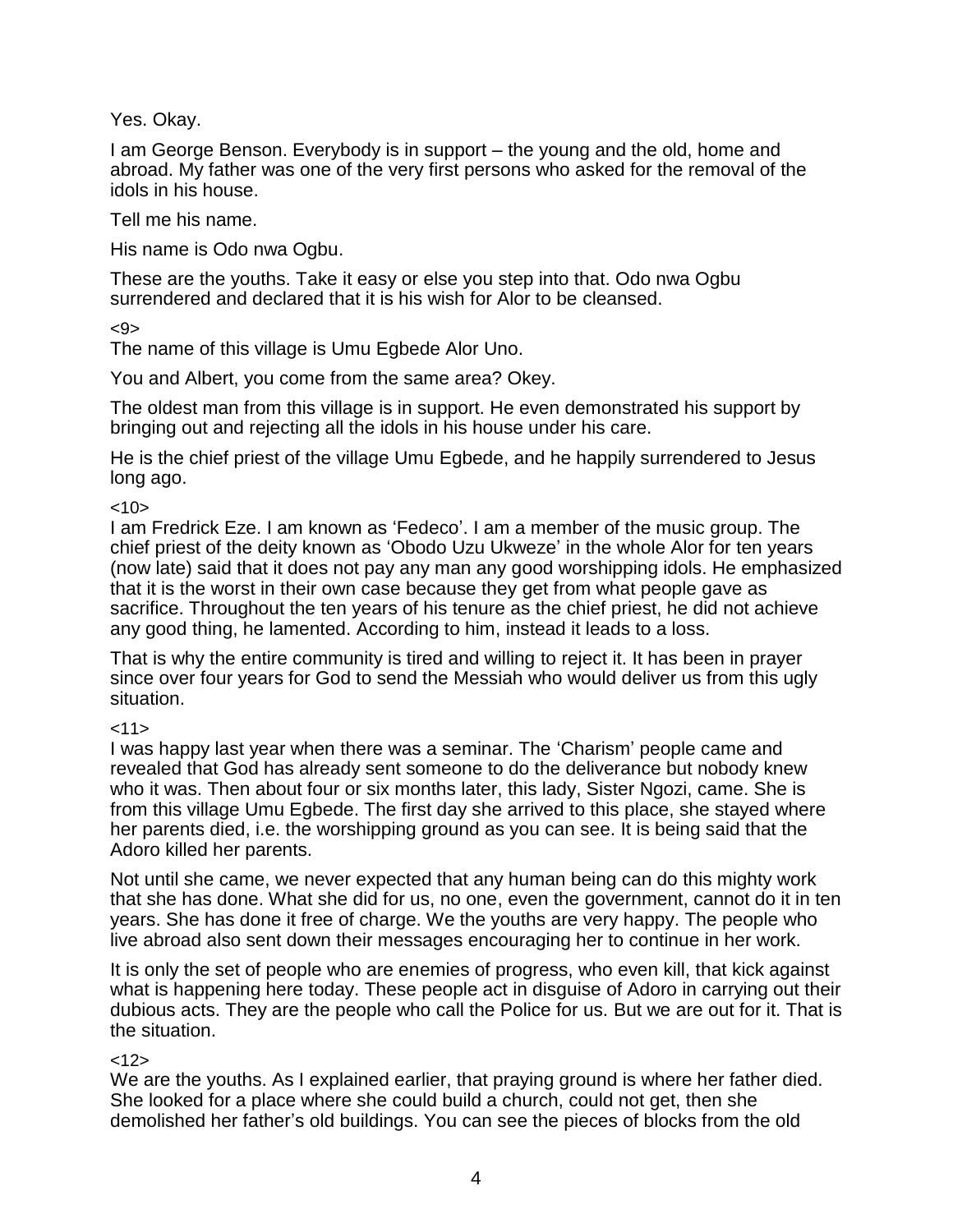Yes. Okay.

I am George Benson. Everybody is in support – the young and the old, home and abroad. My father was one of the very first persons who asked for the removal of the idols in his house.

Tell me his name.

His name is Odo nwa Ogbu.

These are the youths. Take it easy or else you step into that. Odo nwa Ogbu surrendered and declared that it is his wish for Alor to be cleansed.

<9>
The name of this village is Umu Egbede Alor Uno.

You and Albert, you come from the same area? Okey.

The oldest man from this village is in support. He even demonstrated his support by bringing out and rejecting all the idols in his house under his care.

He is the chief priest of the village Umu Egbede, and he happily surrendered to Jesus long ago.

<10>
I am Fredrick Eze. I am known as ‘Fedeco’. I am a member of the music group. The chief priest of the deity known as ‘Obodo Uzu Ukweze’ in the whole Alor for ten years (now late) said that it does not pay any man any good worshipping idols. He emphasized that it is the worst in their own case because they get from what people gave as sacrifice. Throughout the ten years of his tenure as the chief priest, he did not achieve any good thing, he lamented. According to him, instead it leads to a loss.

That is why the entire community is tired and willing to reject it. It has been in prayer since over four years for God to send the Messiah who would deliver us from this ugly situation.

<11>
I was happy last year when there was a seminar. The ‘Charism’ people came and revealed that God has already sent someone to do the deliverance but nobody knew who it was. Then about four or six months later, this lady, Sister Ngozi, came. She is from this village Umu Egbede. The first day she arrived to this place, she stayed where her parents died, i.e. the worshipping ground as you can see. It is being said that the Adoro killed her parents.

Not until she came, we never expected that any human being can do this mighty work that she has done. What she did for us, no one, even the government, cannot do it in ten years. She has done it free of charge. We the youths are very happy. The people who live abroad also sent down their messages encouraging her to continue in her work.

It is only the set of people who are enemies of progress, who even kill, that kick against what is happening here today. These people act in disguise of Adoro in carrying out their dubious acts. They are the people who call the Police for us. But we are out for it. That is the situation.

<12>
We are the youths. As I explained earlier, that praying ground is where her father died. She looked for a place where she could build a church, could not get, then she demolished her father’s old buildings. You can see the pieces of blocks from the old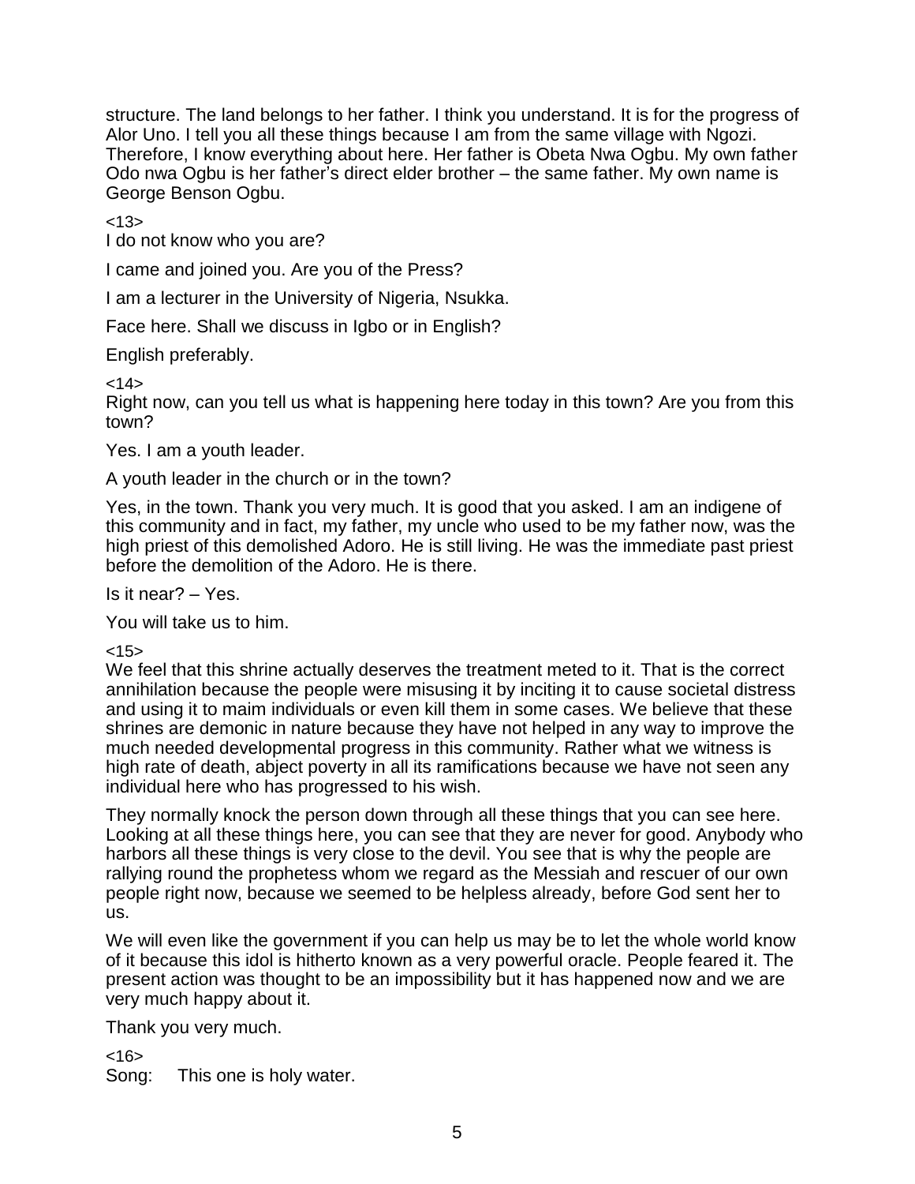structure. The land belongs to her father. I think you understand. It is for the progress of Alor Uno. I tell you all these things because I am from the same village with Ngozi. Therefore, I know everything about here. Her father is Obeta Nwa Ogbu. My own father Odo nwa Ogbu is her father's direct elder brother – the same father. My own name is George Benson Ogbu.

<13>
I do not know who you are?

I came and joined you. Are you of the Press?

I am a lecturer in the University of Nigeria, Nsukka.

Face here. Shall we discuss in Igbo or in English?

English preferably.

<14>
Right now, can you tell us what is happening here today in this town? Are you from this town?

Yes. I am a youth leader.

A youth leader in the church or in the town?

Yes, in the town. Thank you very much. It is good that you asked. I am an indigene of this community and in fact, my father, my uncle who used to be my father now, was the high priest of this demolished Adoro. He is still living. He was the immediate past priest before the demolition of the Adoro. He is there.

Is it near? – Yes.

You will take us to him.

<15>
We feel that this shrine actually deserves the treatment meted to it. That is the correct annihilation because the people were misusing it by inciting it to cause societal distress and using it to maim individuals or even kill them in some cases. We believe that these shrines are demonic in nature because they have not helped in any way to improve the much needed developmental progress in this community. Rather what we witness is high rate of death, abject poverty in all its ramifications because we have not seen any individual here who has progressed to his wish.

They normally knock the person down through all these things that you can see here. Looking at all these things here, you can see that they are never for good. Anybody who harbors all these things is very close to the devil. You see that is why the people are rallying round the prophetess whom we regard as the Messiah and rescuer of our own people right now, because we seemed to be helpless already, before God sent her to us.

We will even like the government if you can help us may be to let the whole world know of it because this idol is hitherto known as a very powerful oracle. People feared it. The present action was thought to be an impossibility but it has happened now and we are very much happy about it.

Thank you very much.

<16>
Song: This one is holy water.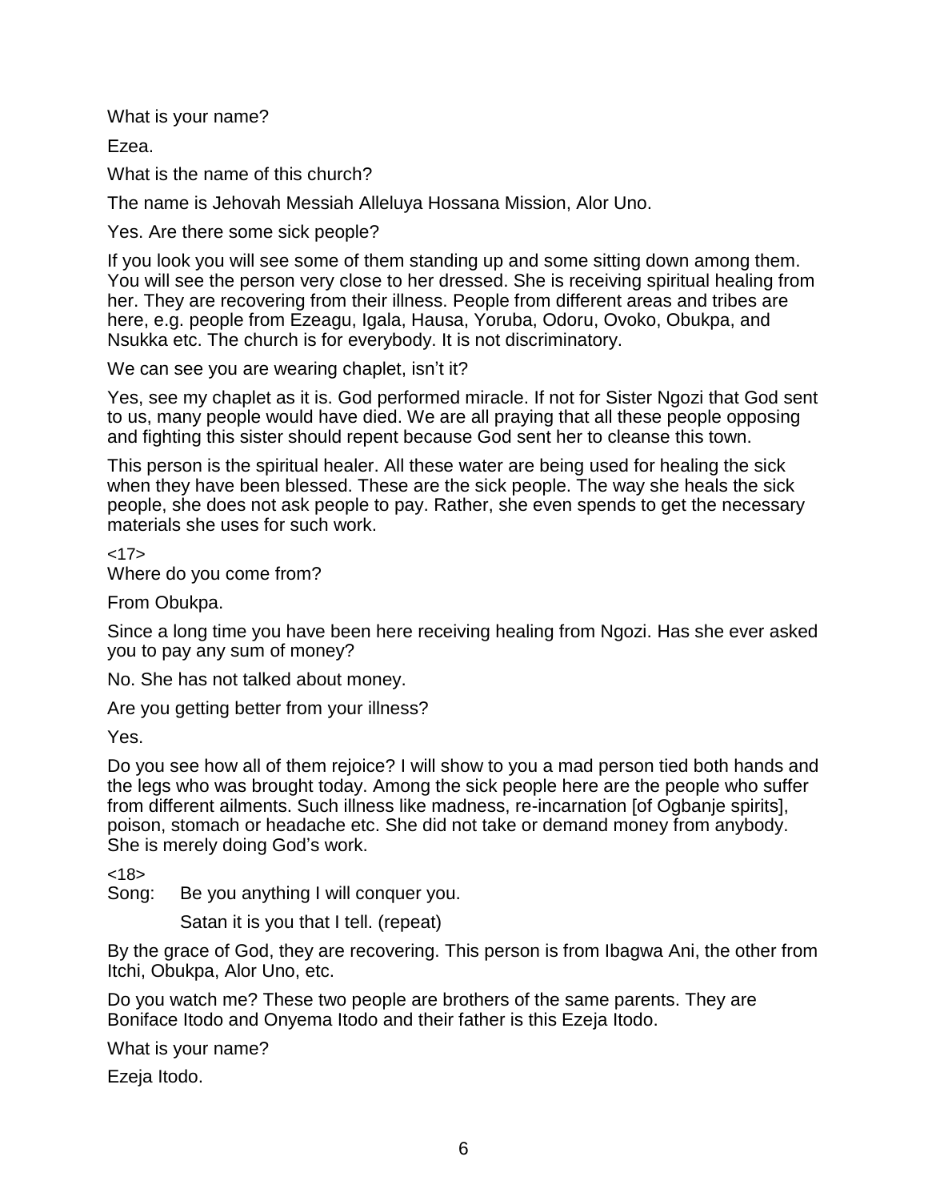What is your name?

Ezea.

What is the name of this church?

The name is Jehovah Messiah Alleluya Hossana Mission, Alor Uno.

Yes. Are there some sick people?

If you look you will see some of them standing up and some sitting down among them. You will see the person very close to her dressed. She is receiving spiritual healing from her. They are recovering from their illness. People from different areas and tribes are here, e.g. people from Ezeagu, Igala, Hausa, Yoruba, Odoru, Ovoko, Obukpa, and Nsukka etc. The church is for everybody. It is not discriminatory.

We can see you are wearing chaplet, isn't it?

Yes, see my chaplet as it is. God performed miracle. If not for Sister Ngozi that God sent to us, many people would have died. We are all praying that all these people opposing and fighting this sister should repent because God sent her to cleanse this town.

This person is the spiritual healer. All these water are being used for healing the sick when they have been blessed. These are the sick people. The way she heals the sick people, she does not ask people to pay. Rather, she even spends to get the necessary materials she uses for such work.

<17>
Where do you come from?

From Obukpa.

Since a long time you have been here receiving healing from Ngozi. Has she ever asked you to pay any sum of money?

No. She has not talked about money.

Are you getting better from your illness?

Yes.

Do you see how all of them rejoice? I will show to you a mad person tied both hands and the legs who was brought today. Among the sick people here are the people who suffer from different ailments. Such illness like madness, re-incarnation [of Ogbanje spirits], poison, stomach or headache etc. She did not take or demand money from anybody. She is merely doing God's work.

<18>
Song: Be you anything I will conquer you.

Satan it is you that I tell. (repeat)

By the grace of God, they are recovering. This person is from Ibagwa Ani, the other from Itchi, Obukpa, Alor Uno, etc.

Do you watch me? These two people are brothers of the same parents. They are Boniface Itodo and Onyema Itodo and their father is this Ezeja Itodo.

What is your name?

Ezeja Itodo.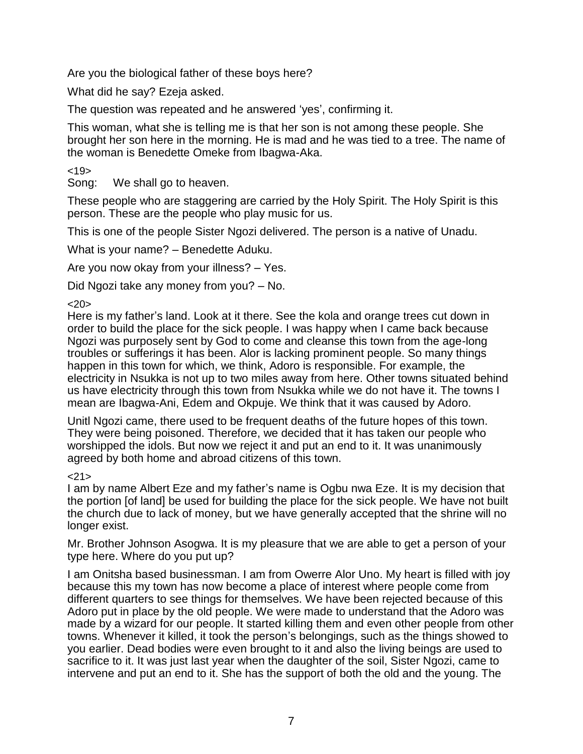Are you the biological father of these boys here?

What did he say? Ezeja asked.

The question was repeated and he answered 'yes', confirming it.

This woman, what she is telling me is that her son is not among these people. She brought her son here in the morning. He is mad and he was tied to a tree. The name of the woman is Benedette Omeke from Ibagwa-Aka.

<19>
Song: We shall go to heaven.

These people who are staggering are carried by the Holy Spirit. The Holy Spirit is this person. These are the people who play music for us.

This is one of the people Sister Ngozi delivered. The person is a native of Unadu.

What is your name? – Benedette Aduku.

Are you now okay from your illness? – Yes.

Did Ngozi take any money from you? – No.

<20>
Here is my father's land. Look at it there. See the kola and orange trees cut down in order to build the place for the sick people. I was happy when I came back because Ngozi was purposely sent by God to come and cleanse this town from the age-long troubles or sufferings it has been. Alor is lacking prominent people. So many things happen in this town for which, we think, Adoro is responsible. For example, the electricity in Nsukka is not up to two miles away from here. Other towns situated behind us have electricity through this town from Nsukka while we do not have it. The towns I mean are Ibagwa-Ani, Edem and Okpuje. We think that it was caused by Adoro.

Unitl Ngozi came, there used to be frequent deaths of the future hopes of this town. They were being poisoned. Therefore, we decided that it has taken our people who worshipped the idols. But now we reject it and put an end to it. It was unanimously agreed by both home and abroad citizens of this town.

<21>
I am by name Albert Eze and my father's name is Ogbu nwa Eze. It is my decision that the portion [of land] be used for building the place for the sick people. We have not built the church due to lack of money, but we have generally accepted that the shrine will no longer exist.

Mr. Brother Johnson Asogwa. It is my pleasure that we are able to get a person of your type here. Where do you put up?

I am Onitsha based businessman. I am from Owerre Alor Uno. My heart is filled with joy because this my town has now become a place of interest where people come from different quarters to see things for themselves. We have been rejected because of this Adoro put in place by the old people. We were made to understand that the Adoro was made by a wizard for our people. It started killing them and even other people from other towns. Whenever it killed, it took the person's belongings, such as the things showed to you earlier. Dead bodies were even brought to it and also the living beings are used to sacrifice to it. It was just last year when the daughter of the soil, Sister Ngozi, came to intervene and put an end to it. She has the support of both the old and the young. The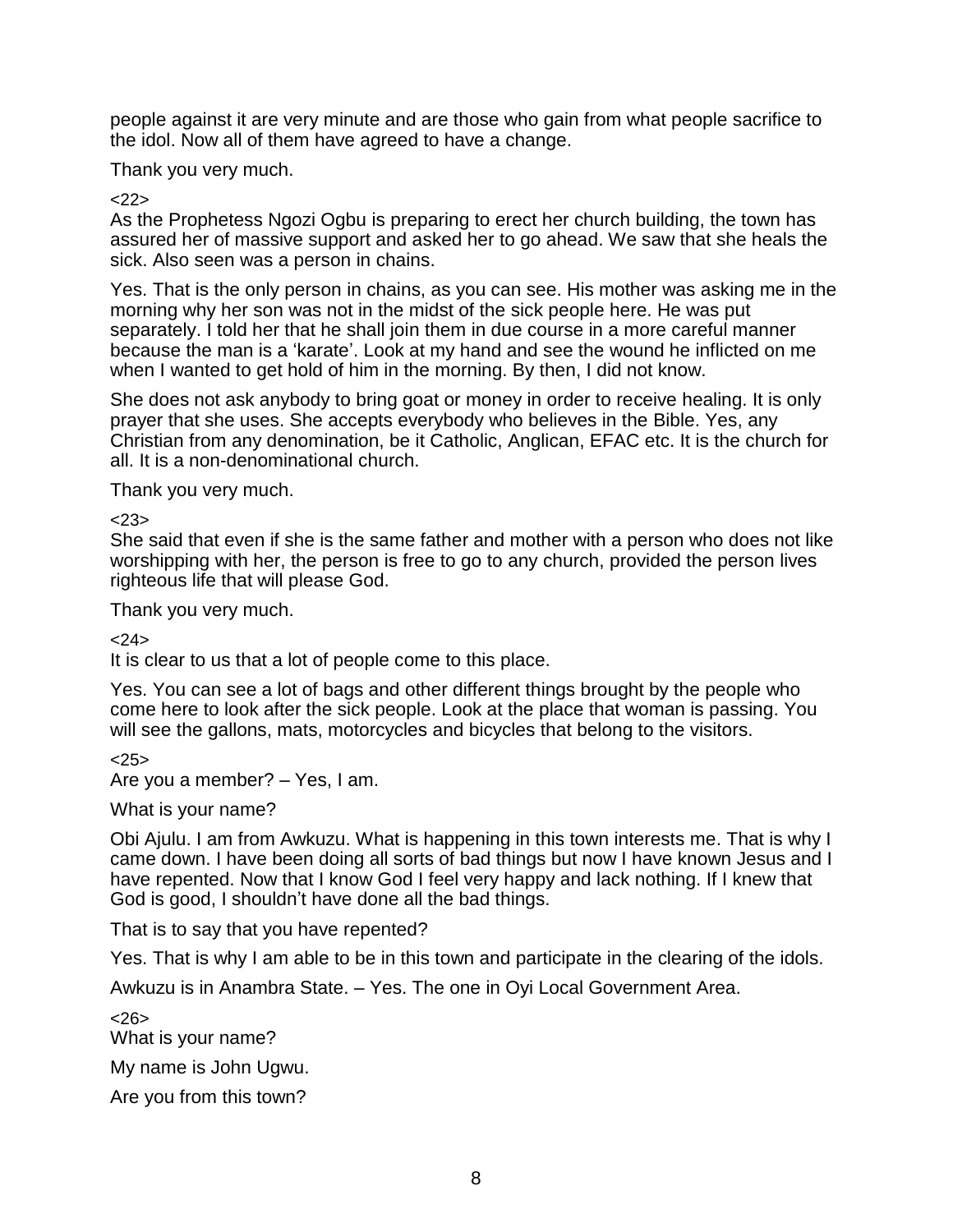people against it are very minute and are those who gain from what people sacrifice to the idol. Now all of them have agreed to have a change.

Thank you very much.

<22>
As the Prophetess Ngozi Ogbu is preparing to erect her church building, the town has assured her of massive support and asked her to go ahead. We saw that she heals the sick. Also seen was a person in chains.

Yes. That is the only person in chains, as you can see. His mother was asking me in the morning why her son was not in the midst of the sick people here. He was put separately. I told her that he shall join them in due course in a more careful manner because the man is a 'karate'. Look at my hand and see the wound he inflicted on me when I wanted to get hold of him in the morning. By then, I did not know.

She does not ask anybody to bring goat or money in order to receive healing. It is only prayer that she uses. She accepts everybody who believes in the Bible. Yes, any Christian from any denomination, be it Catholic, Anglican, EFAC etc. It is the church for all. It is a non-denominational church.

Thank you very much.

<23>
She said that even if she is the same father and mother with a person who does not like worshipping with her, the person is free to go to any church, provided the person lives righteous life that will please God.

Thank you very much.

<24>
It is clear to us that a lot of people come to this place.

Yes. You can see a lot of bags and other different things brought by the people who come here to look after the sick people. Look at the place that woman is passing. You will see the gallons, mats, motorcycles and bicycles that belong to the visitors.

<25>
Are you a member? – Yes, I am.

What is your name?

Obi Ajulu. I am from Awkuzu. What is happening in this town interests me. That is why I came down. I have been doing all sorts of bad things but now I have known Jesus and I have repented. Now that I know God I feel very happy and lack nothing. If I knew that God is good, I shouldn't have done all the bad things.

That is to say that you have repented?

Yes. That is why I am able to be in this town and participate in the clearing of the idols.

Awkuzu is in Anambra State. – Yes. The one in Oyi Local Government Area.

<26>
What is your name?

My name is John Ugwu.

Are you from this town?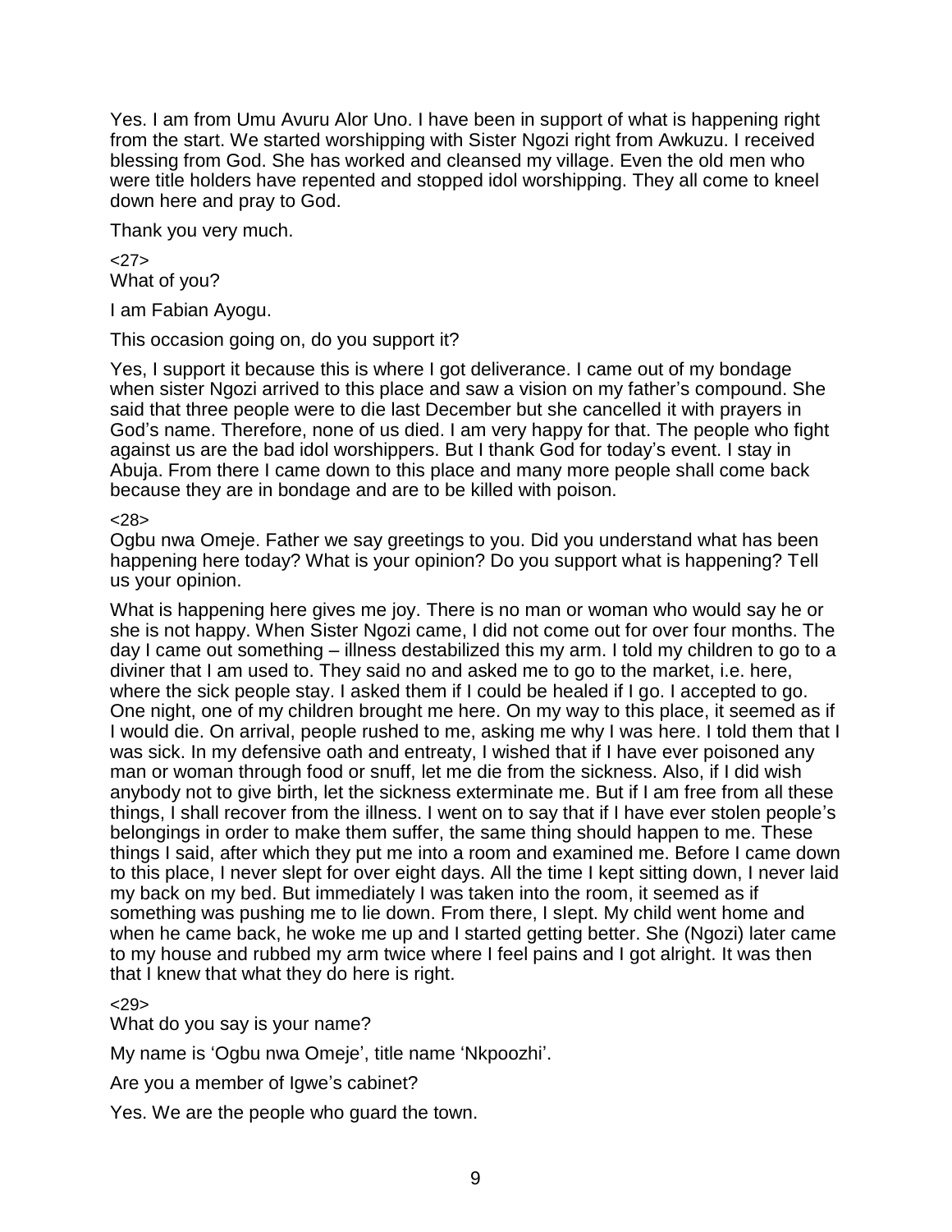Yes. I am from Umu Avuru Alor Uno. I have been in support of what is happening right from the start. We started worshipping with Sister Ngozi right from Awkuzu. I received blessing from God. She has worked and cleansed my village. Even the old men who were title holders have repented and stopped idol worshipping. They all come to kneel down here and pray to God.

Thank you very much.

<27>
What of you?

I am Fabian Ayogu.

This occasion going on, do you support it?

Yes, I support it because this is where I got deliverance. I came out of my bondage when sister Ngozi arrived to this place and saw a vision on my father's compound. She said that three people were to die last December but she cancelled it with prayers in God's name. Therefore, none of us died. I am very happy for that. The people who fight against us are the bad idol worshippers. But I thank God for today's event. I stay in Abuja. From there I came down to this place and many more people shall come back because they are in bondage and are to be killed with poison.

<28>
Ogbu nwa Omeje. Father we say greetings to you. Did you understand what has been happening here today? What is your opinion? Do you support what is happening? Tell us your opinion.

What is happening here gives me joy. There is no man or woman who would say he or she is not happy. When Sister Ngozi came, I did not come out for over four months. The day I came out something – illness destabilized this my arm. I told my children to go to a diviner that I am used to. They said no and asked me to go to the market, i.e. here, where the sick people stay. I asked them if I could be healed if I go. I accepted to go. One night, one of my children brought me here. On my way to this place, it seemed as if I would die. On arrival, people rushed to me, asking me why I was here. I told them that I was sick. In my defensive oath and entreaty, I wished that if I have ever poisoned any man or woman through food or snuff, let me die from the sickness. Also, if I did wish anybody not to give birth, let the sickness exterminate me. But if I am free from all these things, I shall recover from the illness. I went on to say that if I have ever stolen people's belongings in order to make them suffer, the same thing should happen to me. These things I said, after which they put me into a room and examined me. Before I came down to this place, I never slept for over eight days. All the time I kept sitting down, I never laid my back on my bed. But immediately I was taken into the room, it seemed as if something was pushing me to lie down. From there, I slept. My child went home and when he came back, he woke me up and I started getting better. She (Ngozi) later came to my house and rubbed my arm twice where I feel pains and I got alright. It was then that I knew that what they do here is right.

<29>
What do you say is your name?

My name is 'Ogbu nwa Omeje', title name 'Nkpoozhi'.

Are you a member of Igwe's cabinet?

Yes. We are the people who guard the town.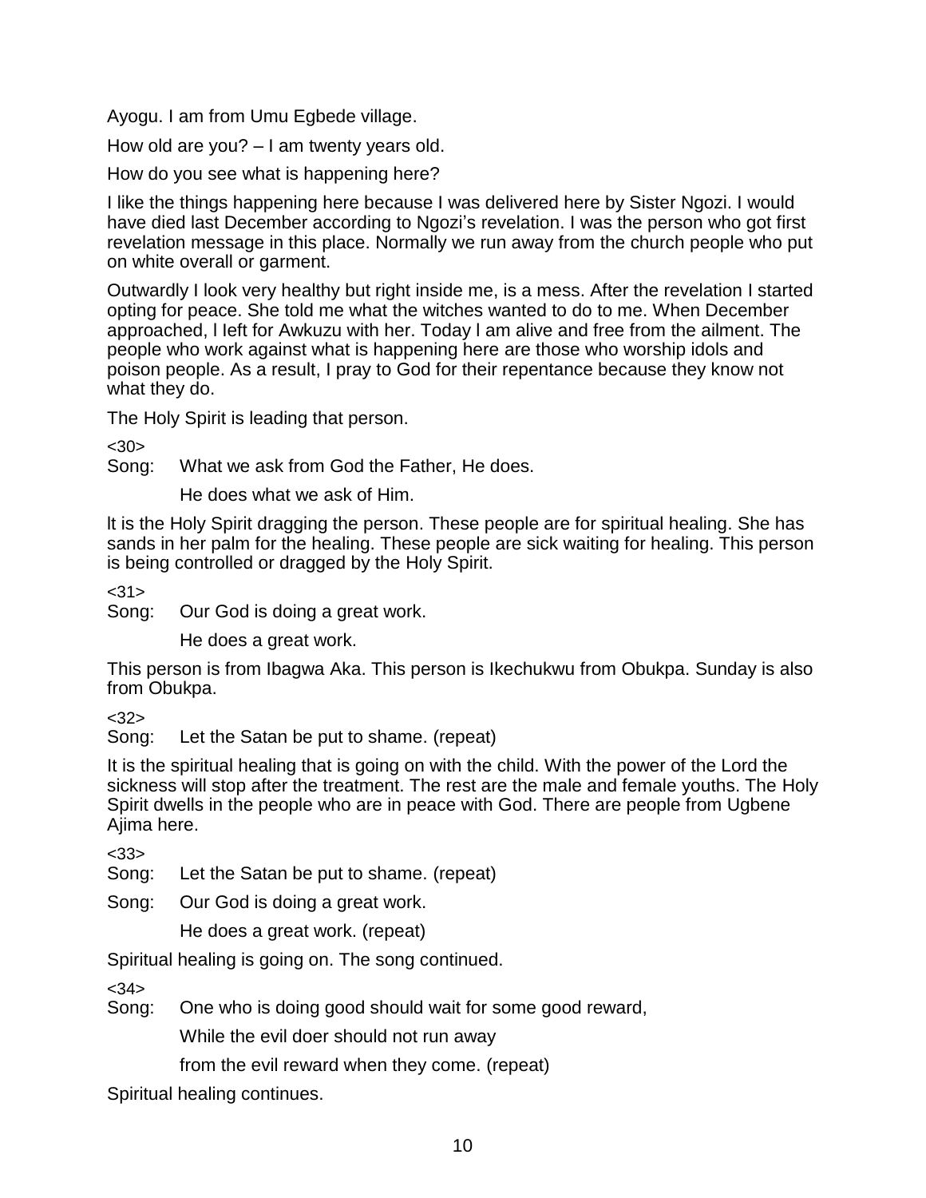Ayogu. I am from Umu Egbede village.

How old are you? – I am twenty years old.

How do you see what is happening here?

I like the things happening here because I was delivered here by Sister Ngozi. I would have died last December according to Ngozi's revelation. I was the person who got first revelation message in this place. Normally we run away from the church people who put on white overall or garment.

Outwardly I look very healthy but right inside me, is a mess. After the revelation I started opting for peace. She told me what the witches wanted to do to me. When December approached, I left for Awkuzu with her. Today I am alive and free from the ailment. The people who work against what is happening here are those who worship idols and poison people. As a result, I pray to God for their repentance because they know not what they do.

The Holy Spirit is leading that person.

<30>
Song: What we ask from God the Father, He does.

He does what we ask of Him.

It is the Holy Spirit dragging the person. These people are for spiritual healing. She has sands in her palm for the healing. These people are sick waiting for healing. This person is being controlled or dragged by the Holy Spirit.

<31>
Song: Our God is doing a great work.

He does a great work.

This person is from Ibagwa Aka. This person is Ikechukwu from Obukpa. Sunday is also from Obukpa.

<32>
Song: Let the Satan be put to shame. (repeat)

It is the spiritual healing that is going on with the child. With the power of the Lord the sickness will stop after the treatment. The rest are the male and female youths. The Holy Spirit dwells in the people who are in peace with God. There are people from Ugbene Ajima here.

<33>
Song: Let the Satan be put to shame. (repeat)

Song: Our God is doing a great work.

He does a great work. (repeat)

Spiritual healing is going on. The song continued.

<34>
Song: One who is doing good should wait for some good reward,

While the evil doer should not run away

from the evil reward when they come. (repeat)

Spiritual healing continues.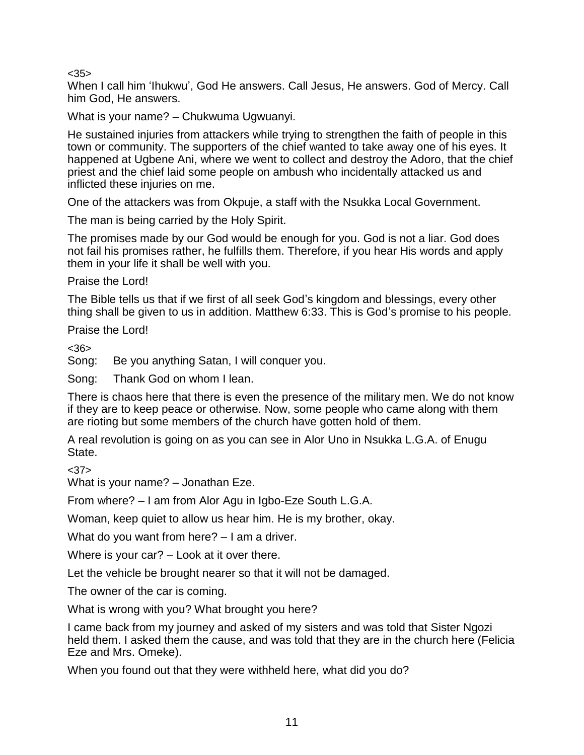<35>
When I call him 'Ihukwu', God He answers. Call Jesus, He answers. God of Mercy. Call him God, He answers.

What is your name? – Chukwuma Ugwuanyi.

He sustained injuries from attackers while trying to strengthen the faith of people in this town or community. The supporters of the chief wanted to take away one of his eyes. It happened at Ugbene Ani, where we went to collect and destroy the Adoro, that the chief priest and the chief laid some people on ambush who incidentally attacked us and inflicted these injuries on me.

One of the attackers was from Okpuje, a staff with the Nsukka Local Government.

The man is being carried by the Holy Spirit.

The promises made by our God would be enough for you. God is not a liar. God does not fail his promises rather, he fulfills them. Therefore, if you hear His words and apply them in your life it shall be well with you.

Praise the Lord!

The Bible tells us that if we first of all seek God's kingdom and blessings, every other thing shall be given to us in addition. Matthew 6:33. This is God's promise to his people.

Praise the Lord!

<36>
Song: Be you anything Satan, I will conquer you.

Song: Thank God on whom I lean.

There is chaos here that there is even the presence of the military men. We do not know if they are to keep peace or otherwise. Now, some people who came along with them are rioting but some members of the church have gotten hold of them.

A real revolution is going on as you can see in Alor Uno in Nsukka L.G.A. of Enugu State.

<37>
What is your name? – Jonathan Eze.

From where? – I am from Alor Agu in Igbo-Eze South L.G.A.

Woman, keep quiet to allow us hear him. He is my brother, okay.

What do you want from here? – I am a driver.

Where is your car? – Look at it over there.

Let the vehicle be brought nearer so that it will not be damaged.

The owner of the car is coming.

What is wrong with you? What brought you here?

I came back from my journey and asked of my sisters and was told that Sister Ngozi held them. I asked them the cause, and was told that they are in the church here (Felicia Eze and Mrs. Omeke).

When you found out that they were withheld here, what did you do?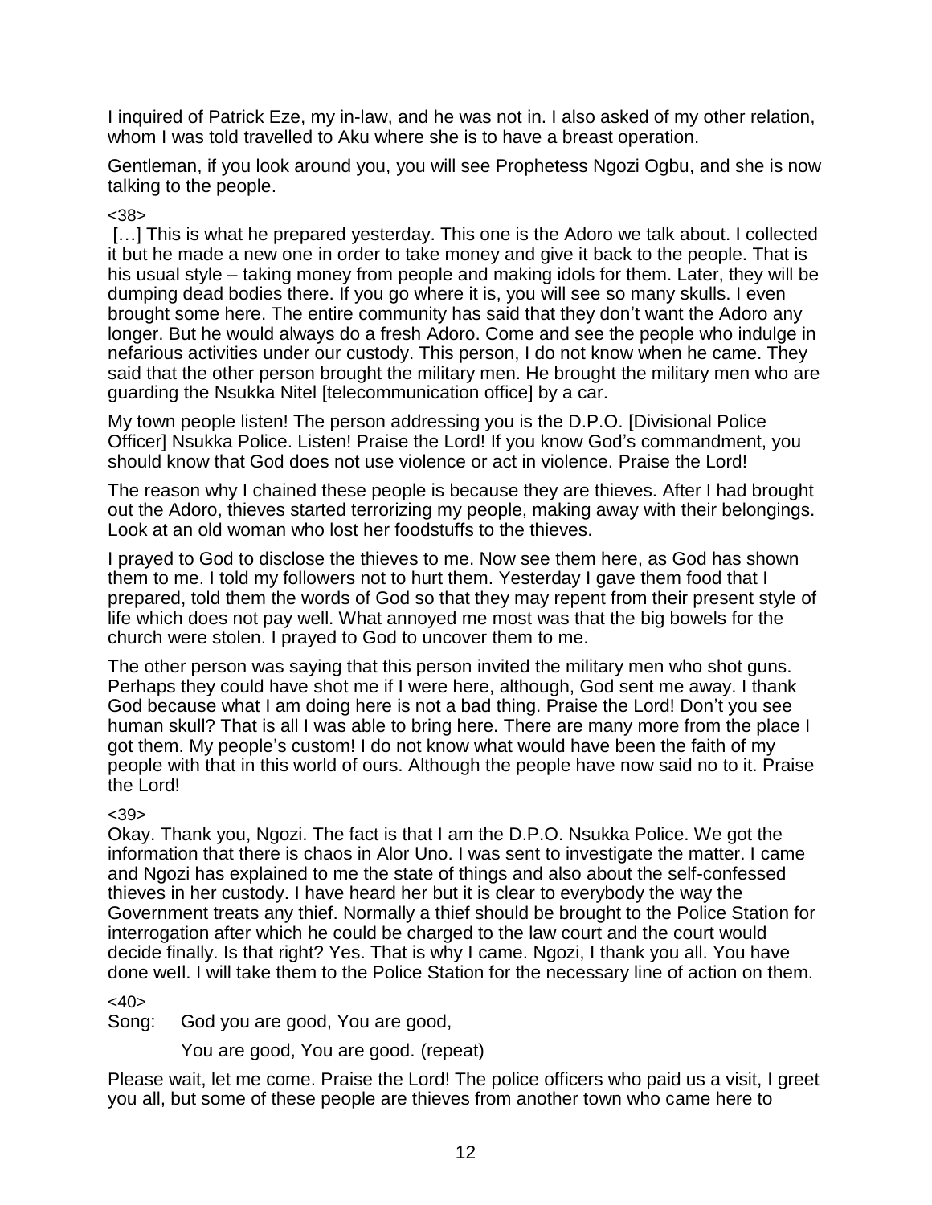I inquired of Patrick Eze, my in-law, and he was not in. I also asked of my other relation, whom I was told travelled to Aku where she is to have a breast operation.

Gentleman, if you look around you, you will see Prophetess Ngozi Ogbu, and she is now talking to the people.

<38>

[…] This is what he prepared yesterday. This one is the Adoro we talk about. I collected it but he made a new one in order to take money and give it back to the people. That is his usual style – taking money from people and making idols for them. Later, they will be dumping dead bodies there. If you go where it is, you will see so many skulls. I even brought some here. The entire community has said that they don't want the Adoro any longer. But he would always do a fresh Adoro. Come and see the people who indulge in nefarious activities under our custody. This person, I do not know when he came. They said that the other person brought the military men. He brought the military men who are guarding the Nsukka Nitel [telecommunication office] by a car.

My town people listen! The person addressing you is the D.P.O. [Divisional Police Officer] Nsukka Police. Listen! Praise the Lord! If you know God's commandment, you should know that God does not use violence or act in violence. Praise the Lord!

The reason why I chained these people is because they are thieves. After I had brought out the Adoro, thieves started terrorizing my people, making away with their belongings. Look at an old woman who lost her foodstuffs to the thieves.

I prayed to God to disclose the thieves to me. Now see them here, as God has shown them to me. I told my followers not to hurt them. Yesterday I gave them food that I prepared, told them the words of God so that they may repent from their present style of life which does not pay well. What annoyed me most was that the big bowels for the church were stolen. I prayed to God to uncover them to me.

The other person was saying that this person invited the military men who shot guns. Perhaps they could have shot me if I were here, although, God sent me away. I thank God because what I am doing here is not a bad thing. Praise the Lord! Don't you see human skull? That is all I was able to bring here. There are many more from the place I got them. My people's custom! I do not know what would have been the faith of my people with that in this world of ours. Although the people have now said no to it. Praise the Lord!

<39>

Okay. Thank you, Ngozi. The fact is that I am the D.P.O. Nsukka Police. We got the information that there is chaos in Alor Uno. I was sent to investigate the matter. I came and Ngozi has explained to me the state of things and also about the self-confessed thieves in her custody. I have heard her but it is clear to everybody the way the Government treats any thief. Normally a thief should be brought to the Police Station for interrogation after which he could be charged to the law court and the court would decide finally. Is that right? Yes. That is why I came. Ngozi, I thank you all. You have done well. I will take them to the Police Station for the necessary line of action on them.

<40>

Song: God you are good, You are good,

You are good, You are good. (repeat)

Please wait, let me come. Praise the Lord! The police officers who paid us a visit, I greet you all, but some of these people are thieves from another town who came here to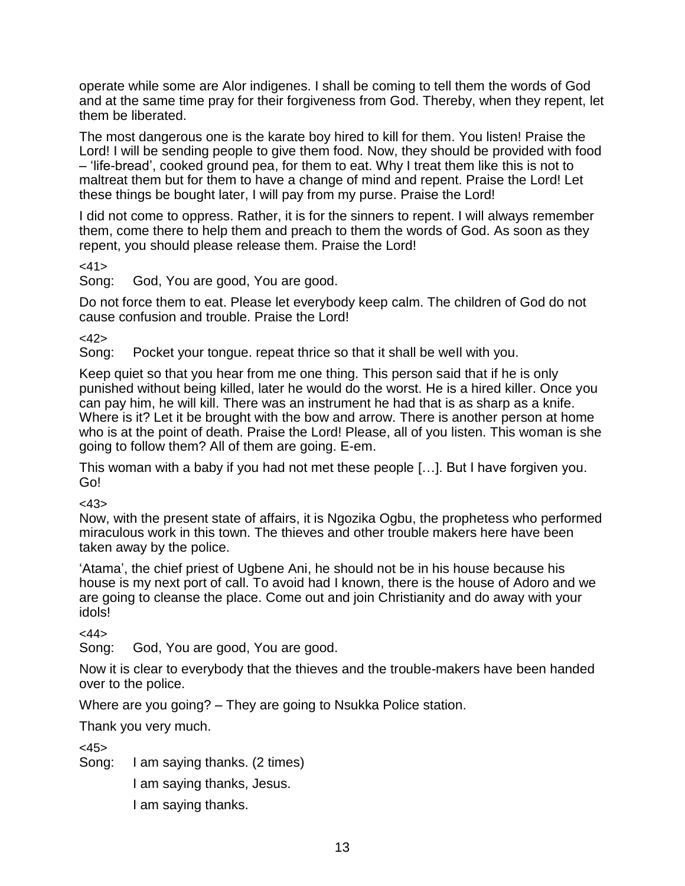operate while some are Alor indigenes. I shall be coming to tell them the words of God and at the same time pray for their forgiveness from God. Thereby, when they repent, let them be liberated.

The most dangerous one is the karate boy hired to kill for them. You listen! Praise the Lord! I will be sending people to give them food. Now, they should be provided with food – 'life-bread', cooked ground pea, for them to eat. Why I treat them like this is not to maltreat them but for them to have a change of mind and repent. Praise the Lord! Let these things be bought later, I will pay from my purse. Praise the Lord!

I did not come to oppress. Rather, it is for the sinners to repent. I will always remember them, come there to help them and preach to them the words of God. As soon as they repent, you should please release them. Praise the Lord!

<41>
Song: God, You are good, You are good.

Do not force them to eat. Please let everybody keep calm. The children of God do not cause confusion and trouble. Praise the Lord!

<42>
Song: Pocket your tongue. repeat thrice so that it shall be weIl with you.

Keep quiet so that you hear from me one thing. This person said that if he is only punished without being killed, later he would do the worst. He is a hired killer. Once you can pay him, he will kill. There was an instrument he had that is as sharp as a knife. Where is it? Let it be brought with the bow and arrow. There is another person at home who is at the point of death. Praise the Lord! Please, all of you listen. This woman is she going to follow them? All of them are going. E-em.

This woman with a baby if you had not met these people […]. But I have forgiven you. Go!

<43>
Now, with the present state of affairs, it is Ngozika Ogbu, the prophetess who performed miraculous work in this town. The thieves and other trouble makers here have been taken away by the police.

'Atama', the chief priest of Ugbene Ani, he should not be in his house because his house is my next port of call. To avoid had I known, there is the house of Adoro and we are going to cleanse the place. Come out and join Christianity and do away with your idols!

<44>
Song: God, You are good, You are good.

Now it is clear to everybody that the thieves and the trouble-makers have been handed over to the police.

Where are you going? – They are going to Nsukka Police station.

Thank you very much.

<45>
Song: I am saying thanks. (2 times)

I am saying thanks, Jesus.

I am saying thanks.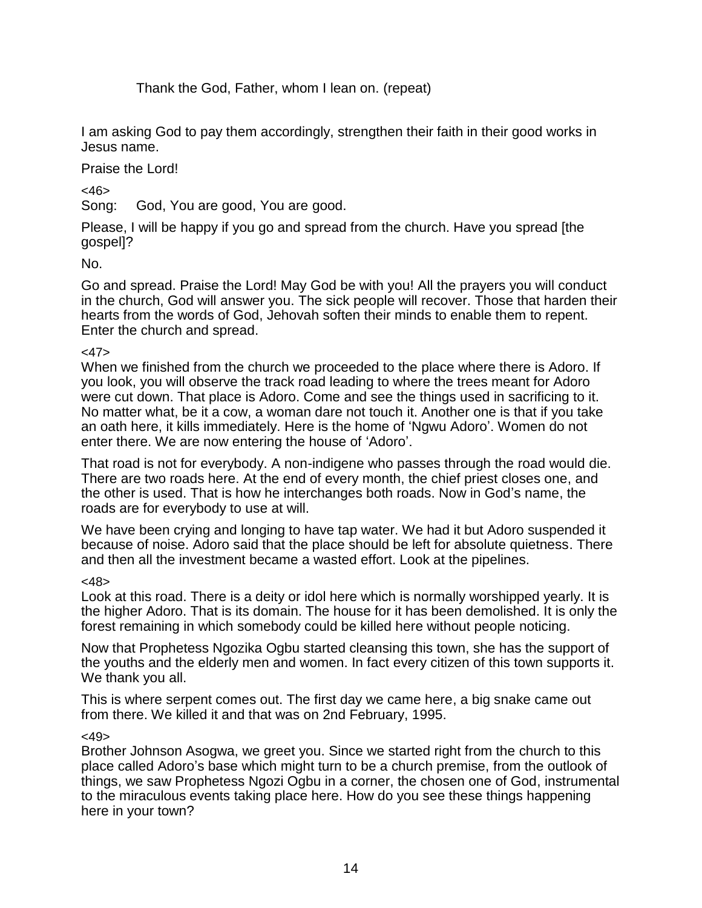Thank the God, Father, whom I lean on. (repeat)

I am asking God to pay them accordingly, strengthen their faith in their good works in Jesus name.

Praise the Lord!

<46>
Song: God, You are good, You are good.

Please, I will be happy if you go and spread from the church. Have you spread [the gospel]?

No.

Go and spread. Praise the Lord! May God be with you! All the prayers you will conduct in the church, God will answer you. The sick people will recover. Those that harden their hearts from the words of God, Jehovah soften their minds to enable them to repent. Enter the church and spread.

<47>
When we finished from the church we proceeded to the place where there is Adoro. If you look, you will observe the track road leading to where the trees meant for Adoro were cut down. That place is Adoro. Come and see the things used in sacrificing to it. No matter what, be it a cow, a woman dare not touch it. Another one is that if you take an oath here, it kills immediately. Here is the home of 'Ngwu Adoro'. Women do not enter there. We are now entering the house of 'Adoro'.

That road is not for everybody. A non-indigene who passes through the road would die. There are two roads here. At the end of every month, the chief priest closes one, and the other is used. That is how he interchanges both roads. Now in God's name, the roads are for everybody to use at will.

We have been crying and longing to have tap water. We had it but Adoro suspended it because of noise. Adoro said that the place should be left for absolute quietness. There and then all the investment became a wasted effort. Look at the pipelines.

<48>
Look at this road. There is a deity or idol here which is normally worshipped yearly. It is the higher Adoro. That is its domain. The house for it has been demolished. It is only the forest remaining in which somebody could be killed here without people noticing.

Now that Prophetess Ngozika Ogbu started cleansing this town, she has the support of the youths and the elderly men and women. In fact every citizen of this town supports it. We thank you all.

This is where serpent comes out. The first day we came here, a big snake came out from there. We killed it and that was on 2nd February, 1995.

<49>
Brother Johnson Asogwa, we greet you. Since we started right from the church to this place called Adoro's base which might turn to be a church premise, from the outlook of things, we saw Prophetess Ngozi Ogbu in a corner, the chosen one of God, instrumental to the miraculous events taking place here. How do you see these things happening here in your town?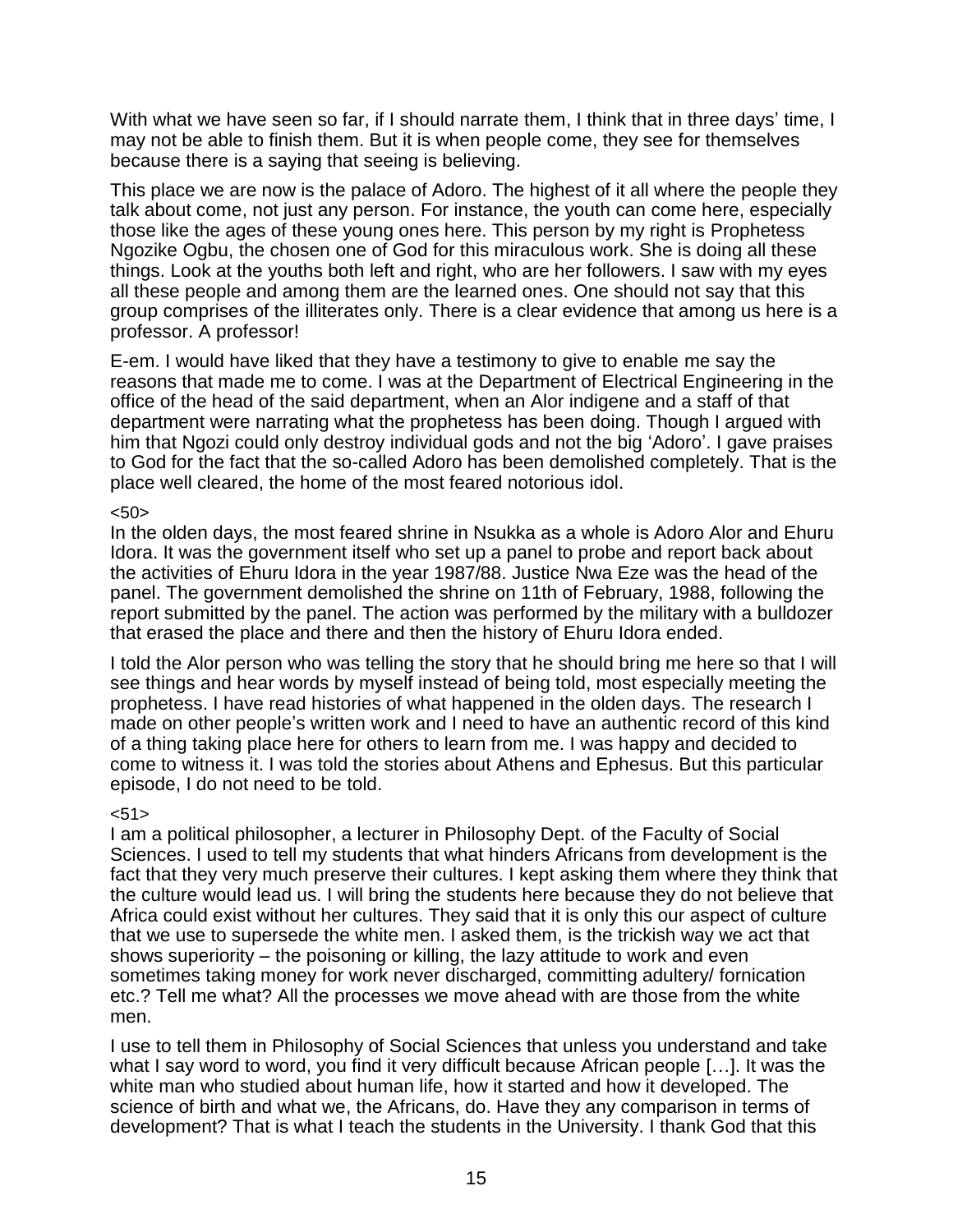With what we have seen so far, if I should narrate them, I think that in three days' time, I may not be able to finish them. But it is when people come, they see for themselves because there is a saying that seeing is believing.

This place we are now is the palace of Adoro. The highest of it all where the people they talk about come, not just any person. For instance, the youth can come here, especially those like the ages of these young ones here. This person by my right is Prophetess Ngozike Ogbu, the chosen one of God for this miraculous work. She is doing all these things. Look at the youths both left and right, who are her followers. I saw with my eyes all these people and among them are the learned ones. One should not say that this group comprises of the illiterates only. There is a clear evidence that among us here is a professor. A professor!

E-em. I would have liked that they have a testimony to give to enable me say the reasons that made me to come. I was at the Department of Electrical Engineering in the office of the head of the said department, when an Alor indigene and a staff of that department were narrating what the prophetess has been doing. Though I argued with him that Ngozi could only destroy individual gods and not the big 'Adoro'. I gave praises to God for the fact that the so-called Adoro has been demolished completely. That is the place well cleared, the home of the most feared notorious idol.

<50>
In the olden days, the most feared shrine in Nsukka as a whole is Adoro Alor and Ehuru Idora. It was the government itself who set up a panel to probe and report back about the activities of Ehuru Idora in the year 1987/88. Justice Nwa Eze was the head of the panel. The government demolished the shrine on 11th of February, 1988, following the report submitted by the panel. The action was performed by the military with a bulldozer that erased the place and there and then the history of Ehuru Idora ended.

I told the Alor person who was telling the story that he should bring me here so that I will see things and hear words by myself instead of being told, most especially meeting the prophetess. I have read histories of what happened in the olden days. The research I made on other people's written work and I need to have an authentic record of this kind of a thing taking place here for others to learn from me. I was happy and decided to come to witness it. I was told the stories about Athens and Ephesus. But this particular episode, I do not need to be told.

<51>
I am a political philosopher, a lecturer in Philosophy Dept. of the Faculty of Social Sciences. I used to tell my students that what hinders Africans from development is the fact that they very much preserve their cultures. I kept asking them where they think that the culture would lead us. I will bring the students here because they do not believe that Africa could exist without her cultures. They said that it is only this our aspect of culture that we use to supersede the white men. I asked them, is the trickish way we act that shows superiority – the poisoning or killing, the lazy attitude to work and even sometimes taking money for work never discharged, committing adultery/ fornication etc.? Tell me what? All the processes we move ahead with are those from the white men.

I use to tell them in Philosophy of Social Sciences that unless you understand and take what I say word to word, you find it very difficult because African people […]. It was the white man who studied about human life, how it started and how it developed. The science of birth and what we, the Africans, do. Have they any comparison in terms of development? That is what I teach the students in the University. I thank God that this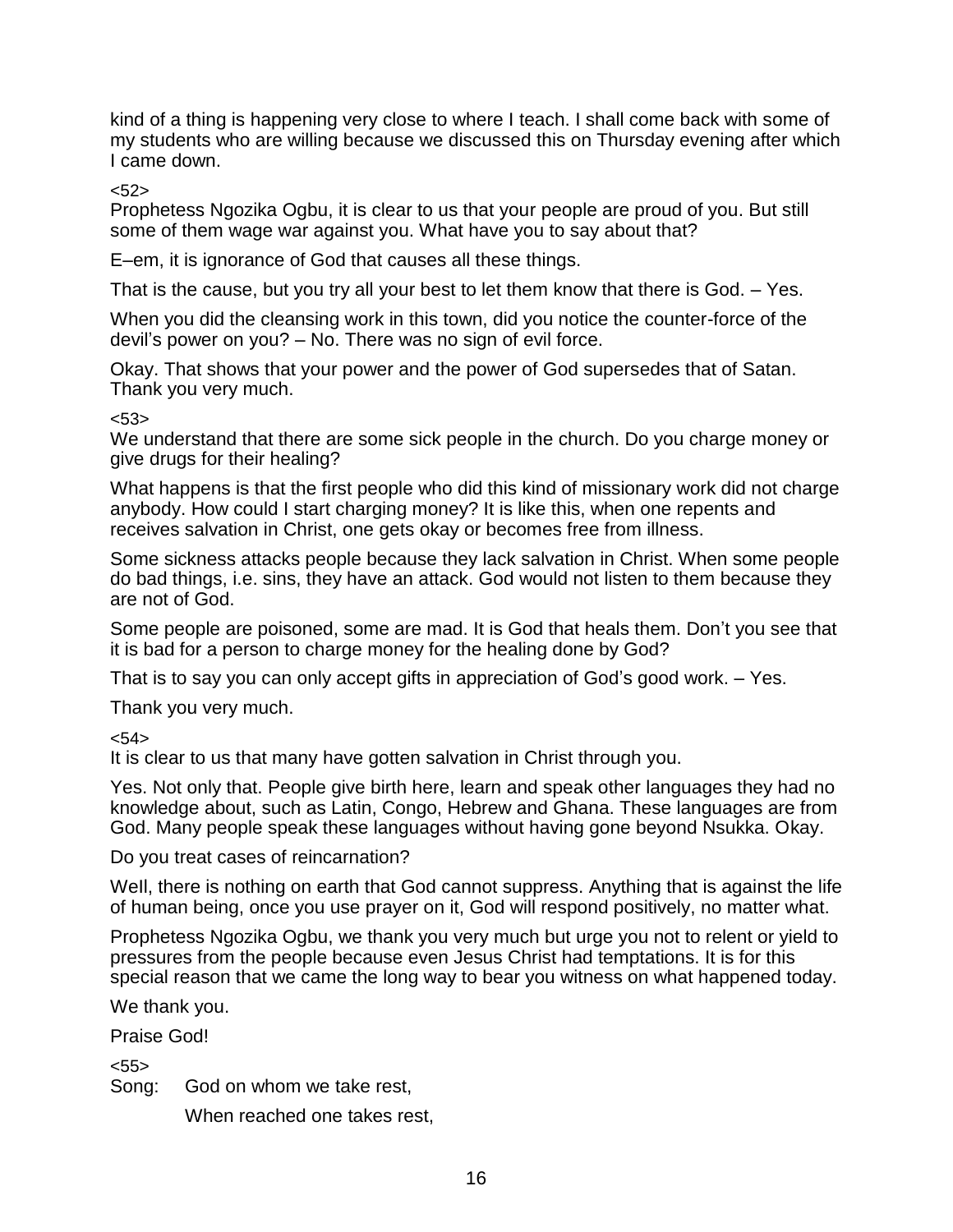kind of a thing is happening very close to where I teach. I shall come back with some of my students who are willing because we discussed this on Thursday evening after which I came down.

<52>
Prophetess Ngozika Ogbu, it is clear to us that your people are proud of you. But still some of them wage war against you. What have you to say about that?

E–em, it is ignorance of God that causes all these things.

That is the cause, but you try all your best to let them know that there is God. – Yes.

When you did the cleansing work in this town, did you notice the counter-force of the devil's power on you? – No. There was no sign of evil force.

Okay. That shows that your power and the power of God supersedes that of Satan. Thank you very much.

<53>
We understand that there are some sick people in the church. Do you charge money or give drugs for their healing?

What happens is that the first people who did this kind of missionary work did not charge anybody. How could I start charging money? It is like this, when one repents and receives salvation in Christ, one gets okay or becomes free from illness.

Some sickness attacks people because they lack salvation in Christ. When some people do bad things, i.e. sins, they have an attack. God would not listen to them because they are not of God.

Some people are poisoned, some are mad. It is God that heals them. Don't you see that it is bad for a person to charge money for the healing done by God?

That is to say you can only accept gifts in appreciation of God's good work. – Yes.

Thank you very much.

<54>
It is clear to us that many have gotten salvation in Christ through you.

Yes. Not only that. People give birth here, learn and speak other languages they had no knowledge about, such as Latin, Congo, Hebrew and Ghana. These languages are from God. Many people speak these languages without having gone beyond Nsukka. Okay.

Do you treat cases of reincarnation?

Well, there is nothing on earth that God cannot suppress. Anything that is against the life of human being, once you use prayer on it, God will respond positively, no matter what.

Prophetess Ngozika Ogbu, we thank you very much but urge you not to relent or yield to pressures from the people because even Jesus Christ had temptations. It is for this special reason that we came the long way to bear you witness on what happened today.

We thank you.

Praise God!

<55>
Song: God on whom we take rest,

When reached one takes rest,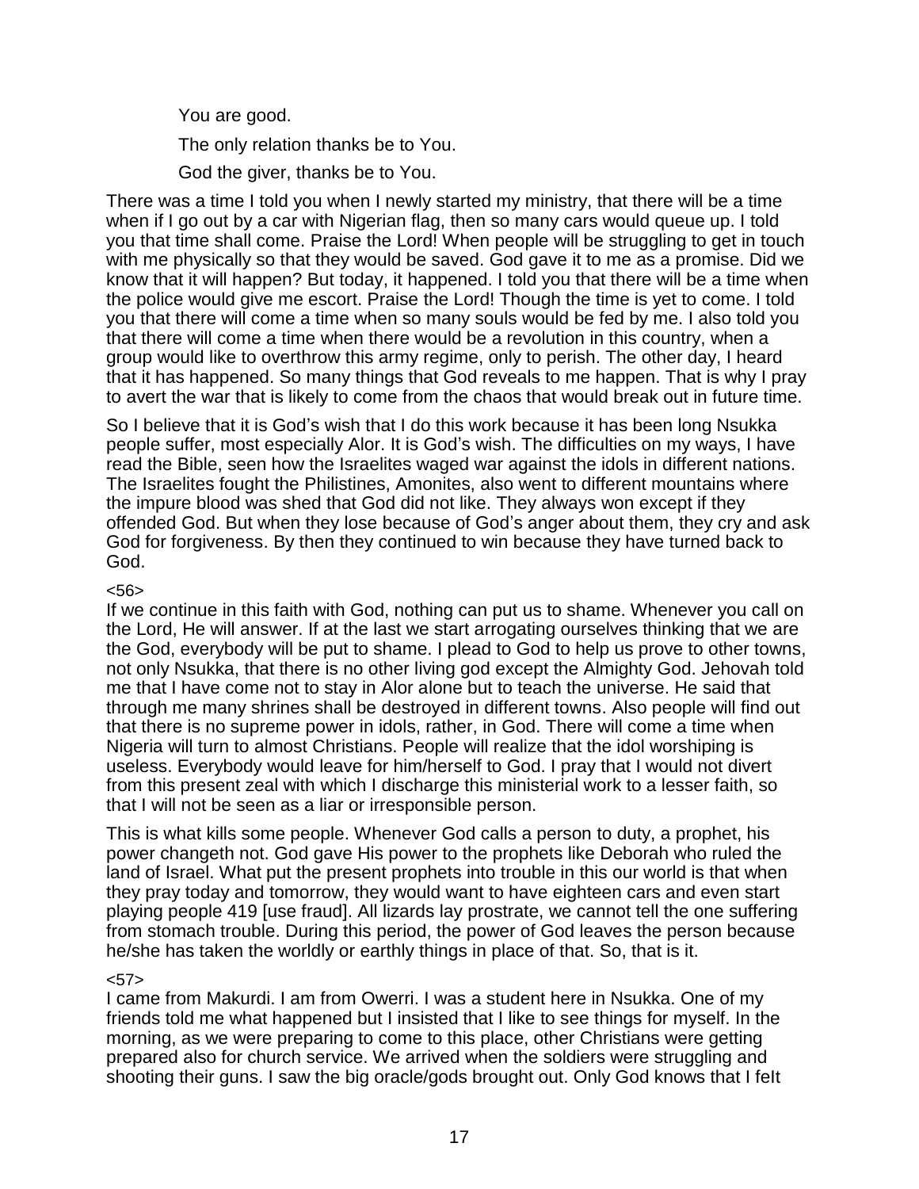You are good.

The only relation thanks be to You.

God the giver, thanks be to You.

There was a time I told you when I newly started my ministry, that there will be a time when if I go out by a car with Nigerian flag, then so many cars would queue up. I told you that time shall come. Praise the Lord! When people will be struggling to get in touch with me physically so that they would be saved. God gave it to me as a promise. Did we know that it will happen? But today, it happened. I told you that there will be a time when the police would give me escort. Praise the Lord! Though the time is yet to come. I told you that there will come a time when so many souls would be fed by me. I also told you that there will come a time when there would be a revolution in this country, when a group would like to overthrow this army regime, only to perish. The other day, I heard that it has happened. So many things that God reveals to me happen. That is why I pray to avert the war that is likely to come from the chaos that would break out in future time.

So I believe that it is God's wish that I do this work because it has been long Nsukka people suffer, most especially Alor. It is God's wish. The difficulties on my ways, I have read the Bible, seen how the Israelites waged war against the idols in different nations. The Israelites fought the Philistines, Amonites, also went to different mountains where the impure blood was shed that God did not like. They always won except if they offended God. But when they lose because of God's anger about them, they cry and ask God for forgiveness. By then they continued to win because they have turned back to God.

<56>
If we continue in this faith with God, nothing can put us to shame. Whenever you call on the Lord, He will answer. If at the last we start arrogating ourselves thinking that we are the God, everybody will be put to shame. I plead to God to help us prove to other towns, not only Nsukka, that there is no other living god except the Almighty God. Jehovah told me that I have come not to stay in Alor alone but to teach the universe. He said that through me many shrines shall be destroyed in different towns. Also people will find out that there is no supreme power in idols, rather, in God. There will come a time when Nigeria will turn to almost Christians. People will realize that the idol worshiping is useless. Everybody would leave for him/herself to God. I pray that I would not divert from this present zeal with which I discharge this ministerial work to a lesser faith, so that I will not be seen as a liar or irresponsible person.

This is what kills some people. Whenever God calls a person to duty, a prophet, his power changeth not. God gave His power to the prophets like Deborah who ruled the land of Israel. What put the present prophets into trouble in this our world is that when they pray today and tomorrow, they would want to have eighteen cars and even start playing people 419 [use fraud]. All lizards lay prostrate, we cannot tell the one suffering from stomach trouble. During this period, the power of God leaves the person because he/she has taken the worldly or earthly things in place of that. So, that is it.

<57>
I came from Makurdi. I am from Owerri. I was a student here in Nsukka. One of my friends told me what happened but I insisted that I like to see things for myself. In the morning, as we were preparing to come to this place, other Christians were getting prepared also for church service. We arrived when the soldiers were struggling and shooting their guns. I saw the big oracle/gods brought out. Only God knows that I felt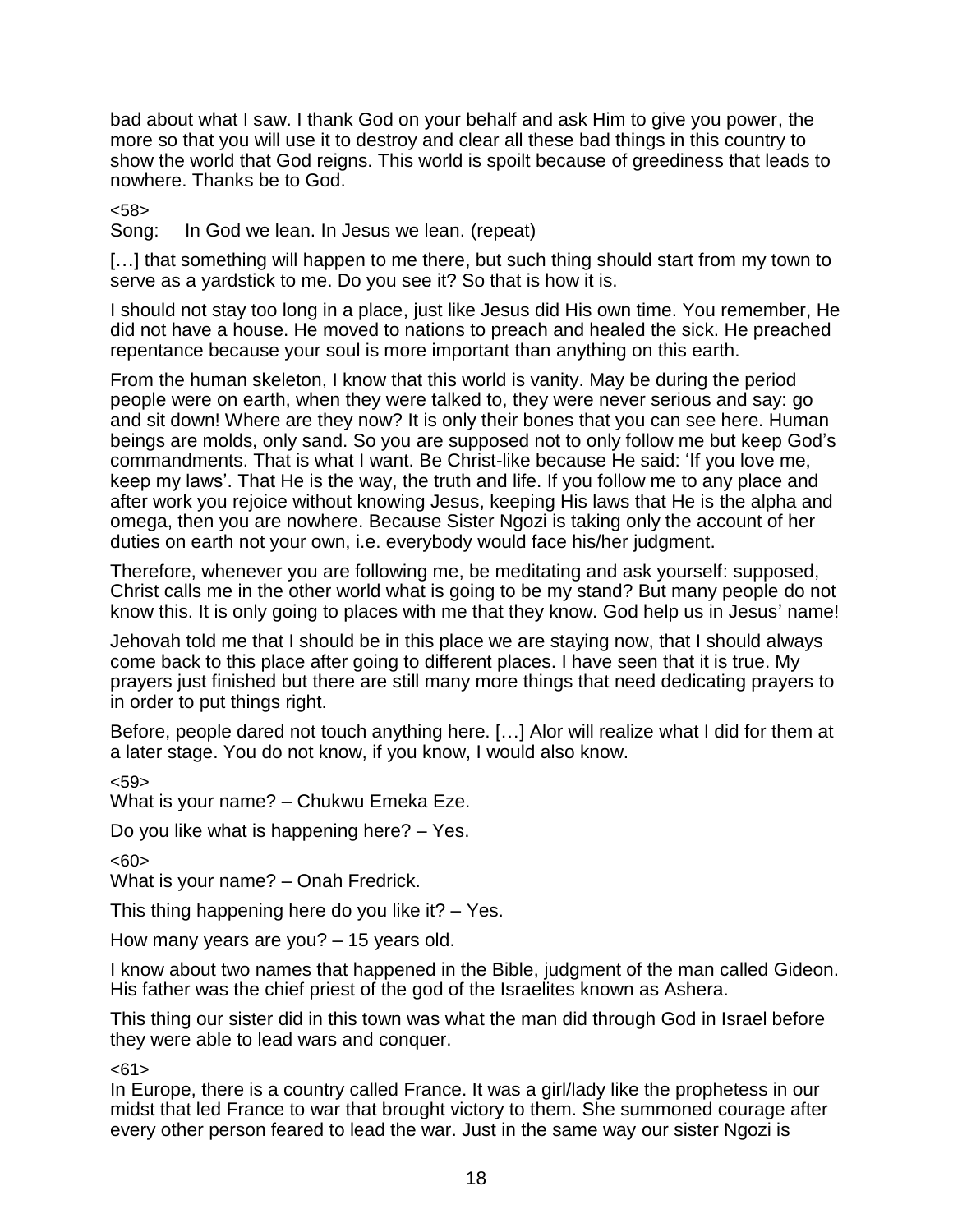bad about what I saw. I thank God on your behalf and ask Him to give you power, the more so that you will use it to destroy and clear all these bad things in this country to show the world that God reigns. This world is spoilt because of greediness that leads to nowhere. Thanks be to God.

<58>
Song: In God we lean. In Jesus we lean. (repeat)

[…] that something will happen to me there, but such thing should start from my town to serve as a yardstick to me. Do you see it? So that is how it is.

I should not stay too long in a place, just like Jesus did His own time. You remember, He did not have a house. He moved to nations to preach and healed the sick. He preached repentance because your soul is more important than anything on this earth.

From the human skeleton, I know that this world is vanity. May be during the period people were on earth, when they were talked to, they were never serious and say: go and sit down! Where are they now? It is only their bones that you can see here. Human beings are molds, only sand. So you are supposed not to only follow me but keep God's commandments. That is what I want. Be Christ-like because He said: 'If you love me, keep my laws'. That He is the way, the truth and life. If you follow me to any place and after work you rejoice without knowing Jesus, keeping His laws that He is the alpha and omega, then you are nowhere. Because Sister Ngozi is taking only the account of her duties on earth not your own, i.e. everybody would face his/her judgment.

Therefore, whenever you are following me, be meditating and ask yourself: supposed, Christ calls me in the other world what is going to be my stand? But many people do not know this. It is only going to places with me that they know. God help us in Jesus' name!

Jehovah told me that I should be in this place we are staying now, that I should always come back to this place after going to different places. I have seen that it is true. My prayers just finished but there are still many more things that need dedicating prayers to in order to put things right.

Before, people dared not touch anything here. […] Alor will realize what I did for them at a later stage. You do not know, if you know, I would also know.

<59>
What is your name? – Chukwu Emeka Eze.

Do you like what is happening here? – Yes.

<60>
What is your name? – Onah Fredrick.

This thing happening here do you like it? – Yes.

How many years are you? – 15 years old.

I know about two names that happened in the Bible, judgment of the man called Gideon. His father was the chief priest of the god of the Israelites known as Ashera.

This thing our sister did in this town was what the man did through God in Israel before they were able to lead wars and conquer.

<61>
In Europe, there is a country called France. It was a girl/lady like the prophetess in our midst that led France to war that brought victory to them. She summoned courage after every other person feared to lead the war. Just in the same way our sister Ngozi is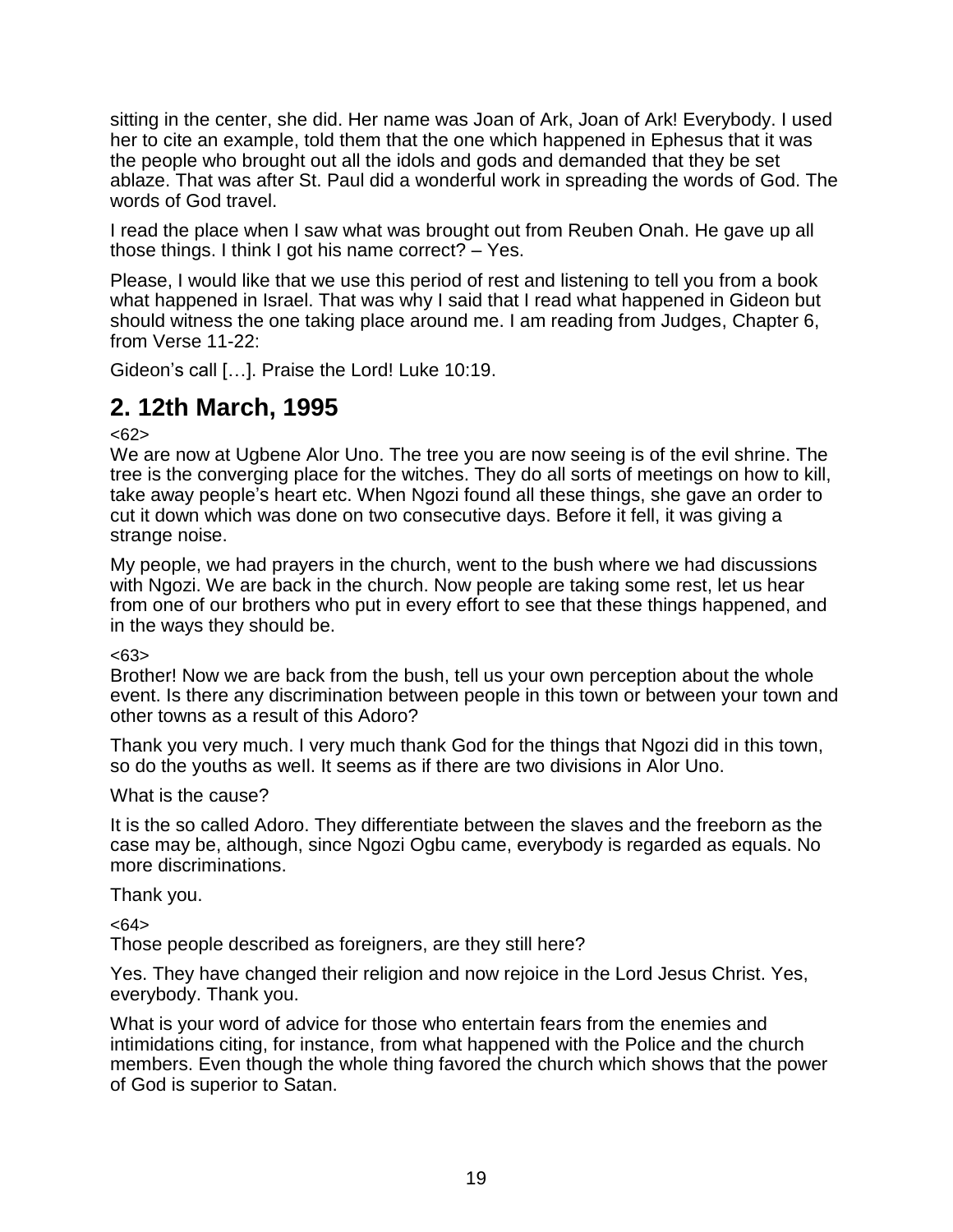sitting in the center, she did. Her name was Joan of Ark, Joan of Ark! Everybody. I used her to cite an example, told them that the one which happened in Ephesus that it was the people who brought out all the idols and gods and demanded that they be set ablaze. That was after St. Paul did a wonderful work in spreading the words of God. The words of God travel.

I read the place when I saw what was brought out from Reuben Onah. He gave up all those things. I think I got his name correct? – Yes.

Please, I would like that we use this period of rest and listening to tell you from a book what happened in Israel. That was why I said that I read what happened in Gideon but should witness the one taking place around me. I am reading from Judges, Chapter 6, from Verse 11-22:

Gideon's call […]. Praise the Lord! Luke 10:19.

## 2. 12th March, 1995

<62>
We are now at Ugbene Alor Uno. The tree you are now seeing is of the evil shrine. The tree is the converging place for the witches. They do all sorts of meetings on how to kill, take away people's heart etc. When Ngozi found all these things, she gave an order to cut it down which was done on two consecutive days. Before it fell, it was giving a strange noise.

My people, we had prayers in the church, went to the bush where we had discussions with Ngozi. We are back in the church. Now people are taking some rest, let us hear from one of our brothers who put in every effort to see that these things happened, and in the ways they should be.

<63>
Brother! Now we are back from the bush, tell us your own perception about the whole event. Is there any discrimination between people in this town or between your town and other towns as a result of this Adoro?

Thank you very much. I very much thank God for the things that Ngozi did in this town, so do the youths as well. It seems as if there are two divisions in Alor Uno.

What is the cause?

It is the so called Adoro. They differentiate between the slaves and the freeborn as the case may be, although, since Ngozi Ogbu came, everybody is regarded as equals. No more discriminations.

Thank you.

<64>
Those people described as foreigners, are they still here?

Yes. They have changed their religion and now rejoice in the Lord Jesus Christ. Yes, everybody. Thank you.

What is your word of advice for those who entertain fears from the enemies and intimidations citing, for instance, from what happened with the Police and the church members. Even though the whole thing favored the church which shows that the power of God is superior to Satan.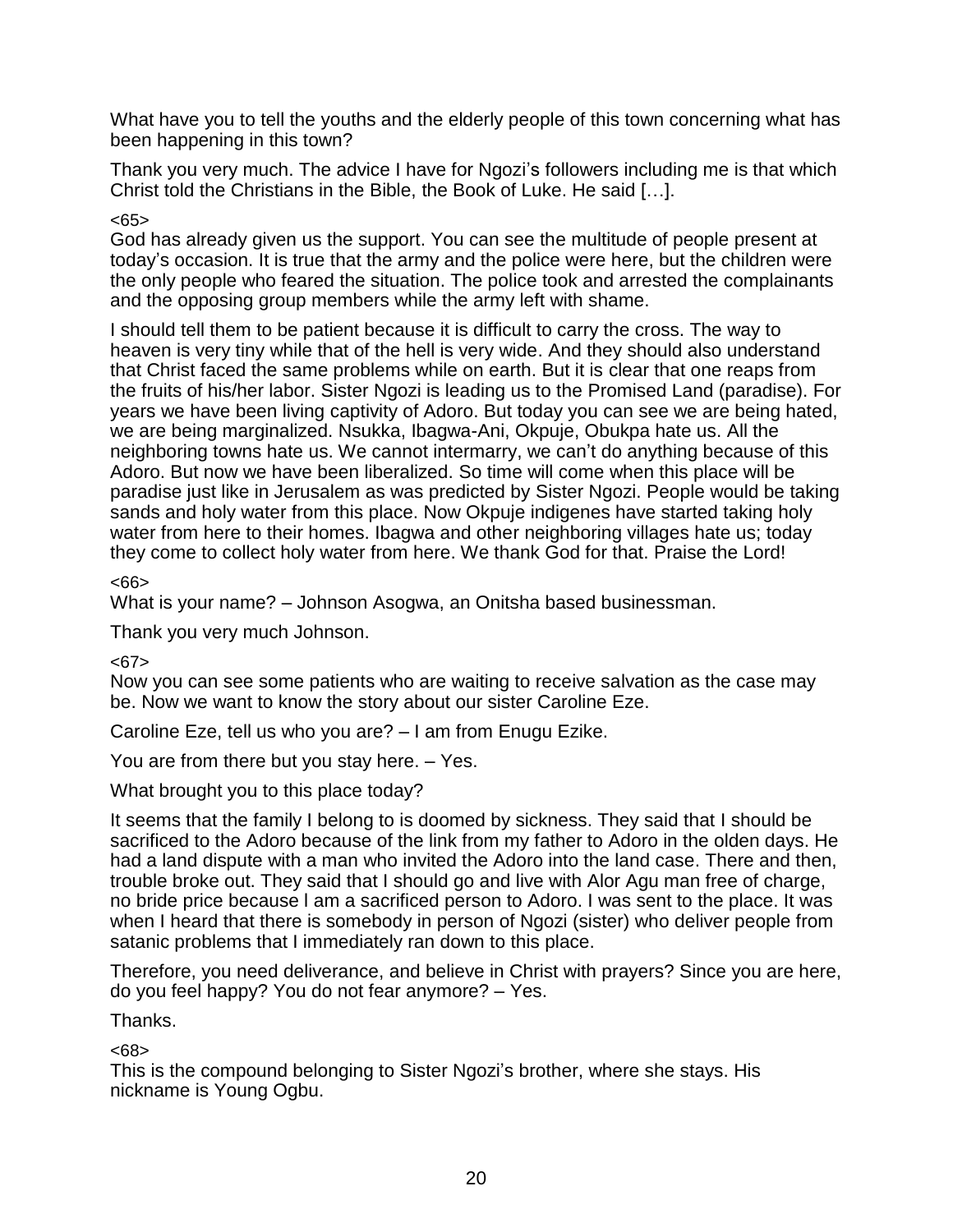What have you to tell the youths and the elderly people of this town concerning what has been happening in this town?

Thank you very much. The advice I have for Ngozi's followers including me is that which Christ told the Christians in the Bible, the Book of Luke. He said […].

<65>
God has already given us the support. You can see the multitude of people present at today's occasion. It is true that the army and the police were here, but the children were the only people who feared the situation. The police took and arrested the complainants and the opposing group members while the army left with shame.

I should tell them to be patient because it is difficult to carry the cross. The way to heaven is very tiny while that of the hell is very wide. And they should also understand that Christ faced the same problems while on earth. But it is clear that one reaps from the fruits of his/her labor. Sister Ngozi is leading us to the Promised Land (paradise). For years we have been living captivity of Adoro. But today you can see we are being hated, we are being marginalized. Nsukka, Ibagwa-Ani, Okpuje, Obukpa hate us. All the neighboring towns hate us. We cannot intermarry, we can't do anything because of this Adoro. But now we have been liberalized. So time will come when this place will be paradise just like in Jerusalem as was predicted by Sister Ngozi. People would be taking sands and holy water from this place. Now Okpuje indigenes have started taking holy water from here to their homes. Ibagwa and other neighboring villages hate us; today they come to collect holy water from here. We thank God for that. Praise the Lord!

<66>
What is your name? – Johnson Asogwa, an Onitsha based businessman.

Thank you very much Johnson.

<67>
Now you can see some patients who are waiting to receive salvation as the case may be. Now we want to know the story about our sister Caroline Eze.

Caroline Eze, tell us who you are? – I am from Enugu Ezike.

You are from there but you stay here. – Yes.

What brought you to this place today?

It seems that the family I belong to is doomed by sickness. They said that I should be sacrificed to the Adoro because of the link from my father to Adoro in the olden days. He had a land dispute with a man who invited the Adoro into the land case. There and then, trouble broke out. They said that I should go and live with Alor Agu man free of charge, no bride price because I am a sacrificed person to Adoro. I was sent to the place. It was when I heard that there is somebody in person of Ngozi (sister) who deliver people from satanic problems that I immediately ran down to this place.

Therefore, you need deliverance, and believe in Christ with prayers? Since you are here, do you feel happy? You do not fear anymore? – Yes.

Thanks.

<68>
This is the compound belonging to Sister Ngozi's brother, where she stays. His nickname is Young Ogbu.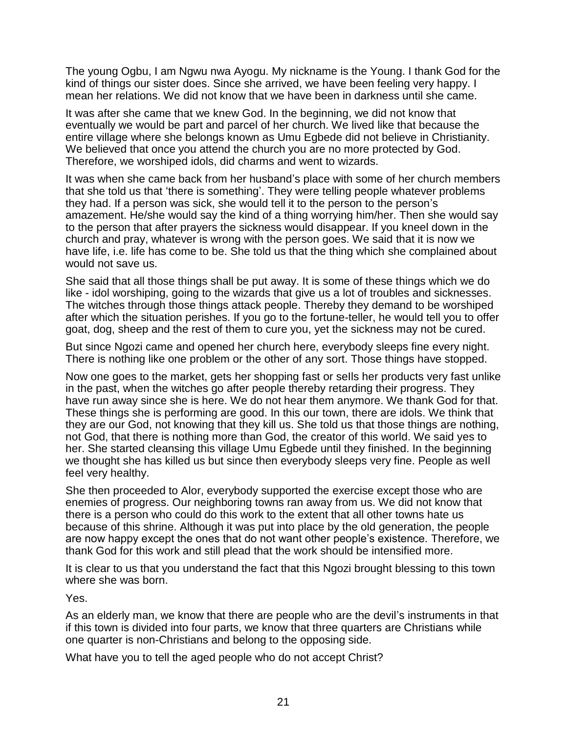The young Ogbu, I am Ngwu nwa Ayogu. My nickname is the Young. I thank God for the kind of things our sister does. Since she arrived, we have been feeling very happy. I mean her relations. We did not know that we have been in darkness until she came.

It was after she came that we knew God. In the beginning, we did not know that eventually we would be part and parcel of her church. We lived like that because the entire village where she belongs known as Umu Egbede did not believe in Christianity. We believed that once you attend the church you are no more protected by God. Therefore, we worshiped idols, did charms and went to wizards.

It was when she came back from her husband's place with some of her church members that she told us that 'there is something'. They were telling people whatever problems they had. If a person was sick, she would tell it to the person to the person's amazement. He/she would say the kind of a thing worrying him/her. Then she would say to the person that after prayers the sickness would disappear. If you kneel down in the church and pray, whatever is wrong with the person goes. We said that it is now we have life, i.e. life has come to be. She told us that the thing which she complained about would not save us.

She said that all those things shall be put away. It is some of these things which we do like - idol worshiping, going to the wizards that give us a lot of troubles and sicknesses. The witches through those things attack people. Thereby they demand to be worshiped after which the situation perishes. If you go to the fortune-teller, he would tell you to offer goat, dog, sheep and the rest of them to cure you, yet the sickness may not be cured.

But since Ngozi came and opened her church here, everybody sleeps fine every night. There is nothing like one problem or the other of any sort. Those things have stopped.

Now one goes to the market, gets her shopping fast or seIls her products very fast unlike in the past, when the witches go after people thereby retarding their progress. They have run away since she is here. We do not hear them anymore. We thank God for that. These things she is performing are good. In this our town, there are idols. We think that they are our God, not knowing that they kill us. She told us that those things are nothing, not God, that there is nothing more than God, the creator of this world. We said yes to her. She started cleansing this village Umu Egbede until they finished. In the beginning we thought she has killed us but since then everybody sleeps very fine. People as weIl feel very healthy.

She then proceeded to Alor, everybody supported the exercise except those who are enemies of progress. Our neighboring towns ran away from us. We did not know that there is a person who could do this work to the extent that all other towns hate us because of this shrine. Although it was put into place by the old generation, the people are now happy except the ones that do not want other people's existence. Therefore, we thank God for this work and still plead that the work should be intensified more.

It is clear to us that you understand the fact that this Ngozi brought blessing to this town where she was born.

Yes.

As an elderly man, we know that there are people who are the devil's instruments in that if this town is divided into four parts, we know that three quarters are Christians while one quarter is non-Christians and belong to the opposing side.

What have you to tell the aged people who do not accept Christ?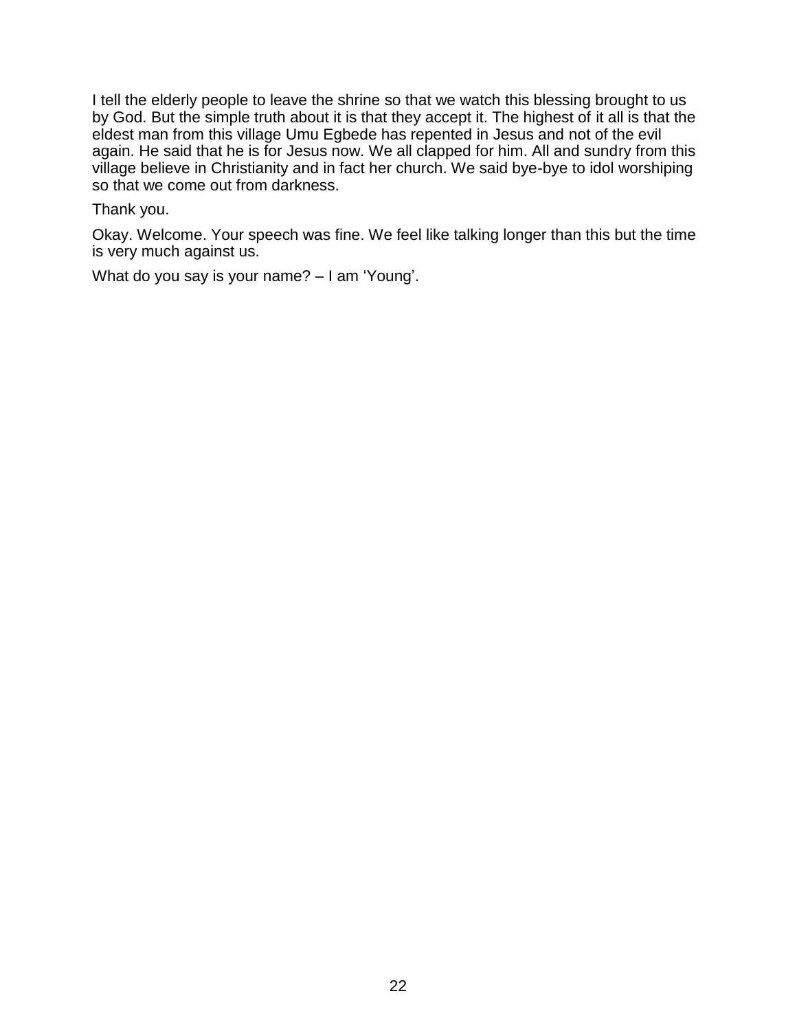I tell the elderly people to leave the shrine so that we watch this blessing brought to us by God. But the simple truth about it is that they accept it. The highest of it all is that the eldest man from this village Umu Egbede has repented in Jesus and not of the evil again. He said that he is for Jesus now. We all clapped for him. All and sundry from this village believe in Christianity and in fact her church. We said bye-bye to idol worshiping so that we come out from darkness.

Thank you.

Okay. Welcome. Your speech was fine. We feel like talking longer than this but the time is very much against us.

What do you say is your name? – I am 'Young'.